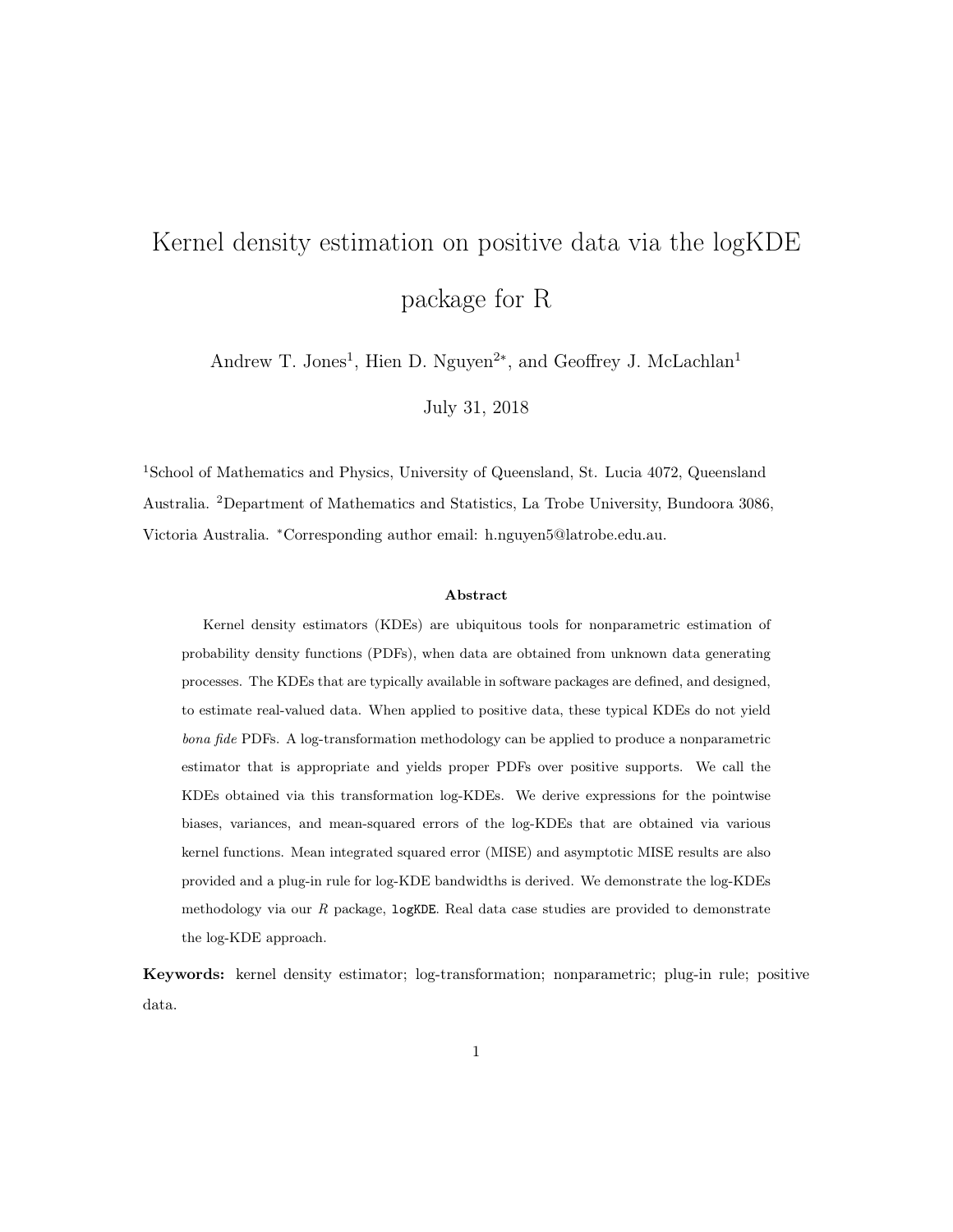# Kernel density estimation on positive data via the logKDE package for R

Andrew T. Jones[1], Hien D. Nguyen[2*], and Geoffrey J. McLachlan[1]

July 31, 2018

[1]School of Mathematics and Physics, University of Queensland, St. Lucia 4072, Queensland Australia. [2]Department of Mathematics and Statistics, La Trobe University, Bundoora 3086, Victoria Australia. [*]Corresponding author email: h.nguyen5@latrobe.edu.au.

### Abstract

Kernel density estimators (KDEs) are ubiquitous tools for nonparametric estimation of probability density functions (PDFs), when data are obtained from unknown data generating processes. The KDEs that are typically available in software packages are defined, and designed, to estimate real-valued data. When applied to positive data, these typical KDEs do not yield *bona fide* PDFs. A log-transformation methodology can be applied to produce a nonparametric estimator that is appropriate and yields proper PDFs over positive supports. We call the KDEs obtained via this transformation log-KDEs. We derive expressions for the pointwise biases, variances, and mean-squared errors of the log-KDEs that are obtained via various kernel functions. Mean integrated squared error (MISE) and asymptotic MISE results are also provided and a plug-in rule for log-KDE bandwidths is derived. We demonstrate the log-KDEs methodology via our *R* package, `logKDE`. Real data case studies are provided to demonstrate the log-KDE approach.

**Keywords:** kernel density estimator; log-transformation; nonparametric; plug-in rule; positive data.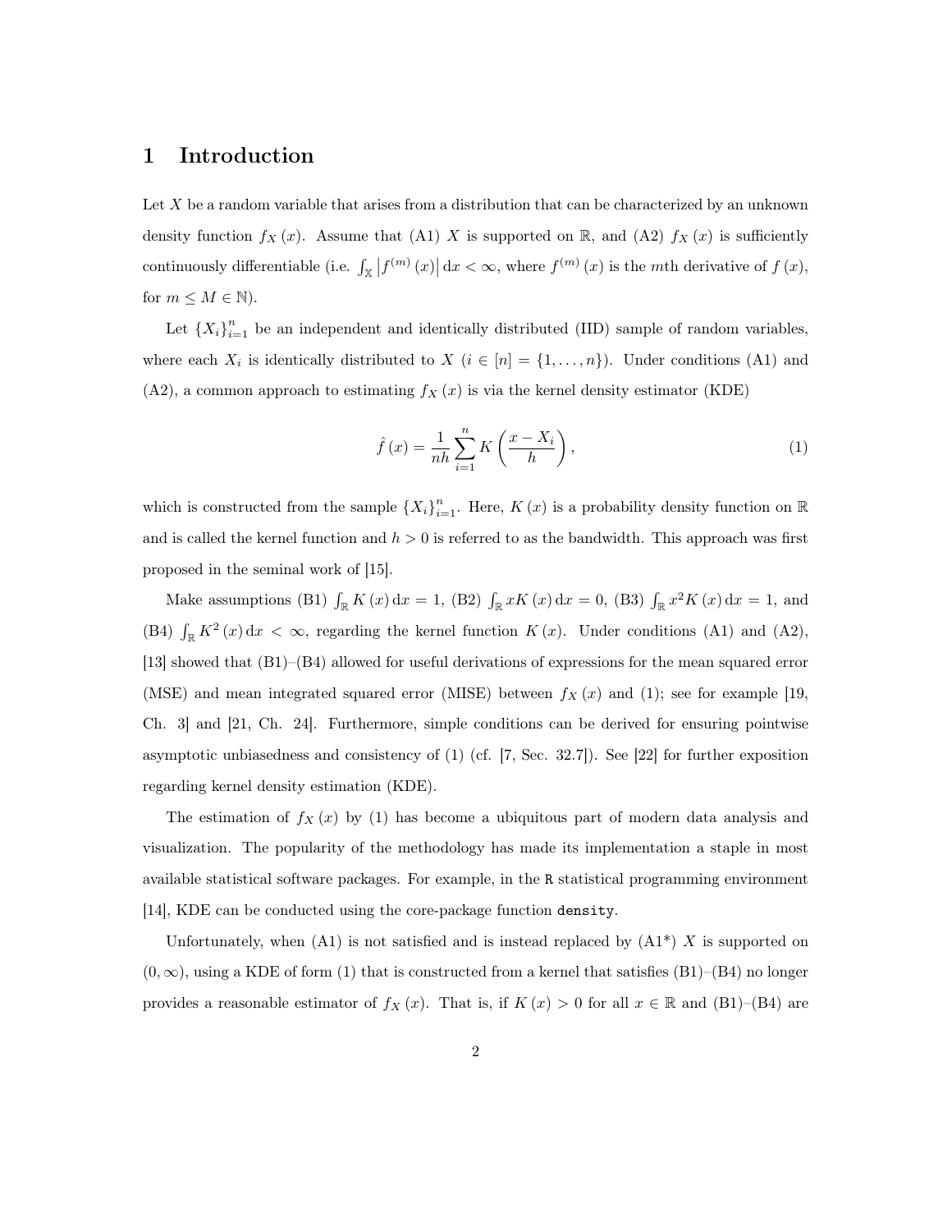# 1 Introduction

Let $X$ be a random variable that arises from a distribution that can be characterized by an unknown density function $f_X(x)$. Assume that (A1) $X$ is supported on $\mathbb{R}$, and (A2) $f_X(x)$ is sufficiently continuously differentiable (i.e. $\int_{\mathbb{X}} \left|f^{(m)}(x)\right| \mathrm{d}x < \infty$, where $f^{(m)}(x)$ is the $m$th derivative of $f(x)$, for $m \le M \in \mathbb{N}$).

Let $\{X_i\}_{i=1}^n$ be an independent and identically distributed (IID) sample of random variables, where each $X_i$ is identically distributed to $X$ ($i \in [n] = \{1, \dots, n\}$). Under conditions (A1) and (A2), a common approach to estimating $f_X(x)$ is via the kernel density estimator (KDE)

$$\hat{f}(x) = \frac{1}{nh} \sum_{i=1}^{n} K\left(\frac{x - X_i}{h}\right), \tag{1}$$

which is constructed from the sample $\{X_i\}_{i=1}^n$. Here, $K(x)$ is a probability density function on $\mathbb{R}$ and is called the kernel function and $h > 0$ is referred to as the bandwidth. This approach was first proposed in the seminal work of [15].

Make assumptions (B1) $\int_{\mathbb{R}} K(x)\,\mathrm{d}x = 1$, (B2) $\int_{\mathbb{R}} xK(x)\,\mathrm{d}x = 0$, (B3) $\int_{\mathbb{R}} x^2 K(x)\,\mathrm{d}x = 1$, and (B4) $\int_{\mathbb{R}} K^2(x)\,\mathrm{d}x < \infty$, regarding the kernel function $K(x)$. Under conditions (A1) and (A2), [13] showed that (B1)–(B4) allowed for useful derivations of expressions for the mean squared error (MSE) and mean integrated squared error (MISE) between $f_X(x)$ and (1); see for example [19, Ch. 3] and [21, Ch. 24]. Furthermore, simple conditions can be derived for ensuring pointwise asymptotic unbiasedness and consistency of (1) (cf. [7, Sec. 32.7]). See [22] for further exposition regarding kernel density estimation (KDE).

The estimation of $f_X(x)$ by (1) has become a ubiquitous part of modern data analysis and visualization. The popularity of the methodology has made its implementation a staple in most available statistical software packages. For example, in the `R` statistical programming environment [14], KDE can be conducted using the core-package function `density`.

Unfortunately, when (A1) is not satisfied and is instead replaced by (A1*) $X$ is supported on $(0, \infty)$, using a KDE of form (1) that is constructed from a kernel that satisfies (B1)–(B4) no longer provides a reasonable estimator of $f_X(x)$. That is, if $K(x) > 0$ for all $x \in \mathbb{R}$ and (B1)–(B4) are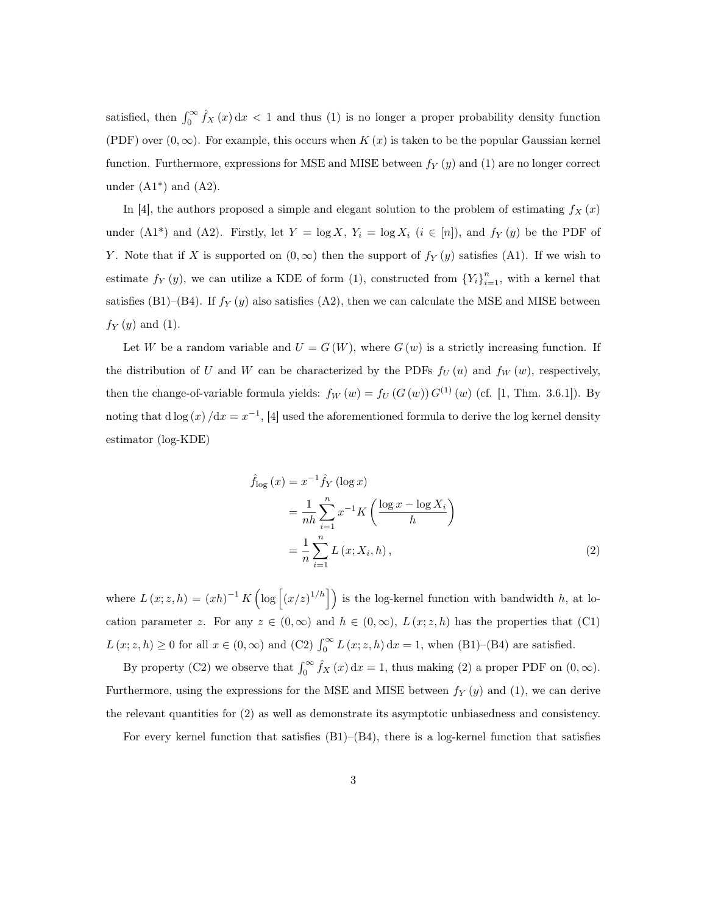satisfied, then $\int_0^\infty \hat{f}_X(x)\,\mathrm{d}x < 1$ and thus (1) is no longer a proper probability density function (PDF) over $(0,\infty)$. For example, this occurs when $K(x)$ is taken to be the popular Gaussian kernel function. Furthermore, expressions for MSE and MISE between $f_Y(y)$ and (1) are no longer correct under (A1*) and (A2).

In [4], the authors proposed a simple and elegant solution to the problem of estimating $f_X(x)$ under (A1*) and (A2). Firstly, let $Y = \log X$, $Y_i = \log X_i$ ($i \in [n]$), and $f_Y(y)$ be the PDF of $Y$. Note that if $X$ is supported on $(0,\infty)$ then the support of $f_Y(y)$ satisfies (A1). If we wish to estimate $f_Y(y)$, we can utilize a KDE of form (1), constructed from $\{Y_i\}_{i=1}^n$, with a kernel that satisfies (B1)–(B4). If $f_Y(y)$ also satisfies (A2), then we can calculate the MSE and MISE between $f_Y(y)$ and (1).

Let $W$ be a random variable and $U = G(W)$, where $G(w)$ is a strictly increasing function. If the distribution of $U$ and $W$ can be characterized by the PDFs $f_U(u)$ and $f_W(w)$, respectively, then the change-of-variable formula yields: $f_W(w) = f_U(G(w))\,G^{(1)}(w)$ (cf. [1, Thm. 3.6.1]). By noting that $\mathrm{d}\log(x)/\mathrm{d}x = x^{-1}$, [4] used the aforementioned formula to derive the log kernel density estimator (log-KDE)

$$
\begin{aligned}
\hat{f}_{\log}(x) &= x^{-1}\hat{f}_Y(\log x) \\
&= \frac{1}{nh}\sum_{i=1}^n x^{-1}K\left(\frac{\log x - \log X_i}{h}\right) \\
&= \frac{1}{n}\sum_{i=1}^n L(x; X_i, h),
\end{aligned}
\tag{2}
$$

where $L(x;z,h) = (xh)^{-1}K\left(\log\left[(x/z)^{1/h}\right]\right)$ is the log-kernel function with bandwidth $h$, at location parameter $z$. For any $z \in (0,\infty)$ and $h \in (0,\infty)$, $L(x;z,h)$ has the properties that (C1) $L(x;z,h) \geq 0$ for all $x \in (0,\infty)$ and (C2) $\int_0^\infty L(x;z,h)\,\mathrm{d}x = 1$, when (B1)–(B4) are satisfied.

By property (C2) we observe that $\int_0^\infty \hat{f}_X(x)\,\mathrm{d}x = 1$, thus making (2) a proper PDF on $(0,\infty)$. Furthermore, using the expressions for the MSE and MISE between $f_Y(y)$ and (1), we can derive the relevant quantities for (2) as well as demonstrate its asymptotic unbiasedness and consistency.

For every kernel function that satisfies (B1)–(B4), there is a log-kernel function that satisfies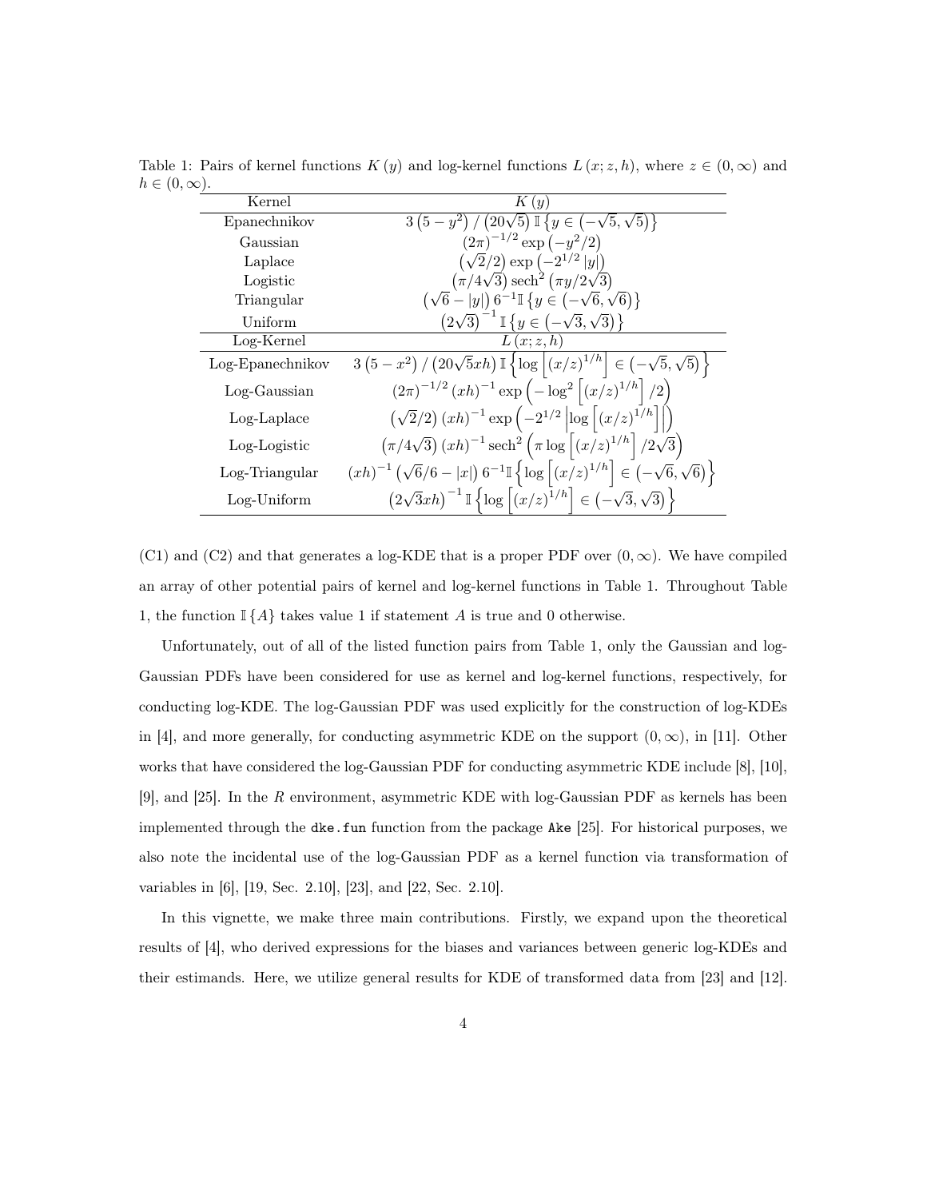Table 1: Pairs of kernel functions $K(y)$ and log-kernel functions $L(x;z,h)$, where $z \in (0,\infty)$ and $h \in (0,\infty)$.

| Kernel | $K(y)$ |
|---|---|
| Epanechnikov | $3(5-y^2)/(20\sqrt{5})\,\mathbb{I}\{y \in (-\sqrt{5},\sqrt{5})\}$ |
| Gaussian | $(2\pi)^{-1/2}\exp(-y^2/2)$ |
| Laplace | $(\sqrt{2}/2)\exp(-2^{1/2}\lvert y\rvert)$ |
| Logistic | $(\pi/4\sqrt{3})\,\mathrm{sech}^2(\pi y/2\sqrt{3})$ |
| Triangular | $(\sqrt{6}-\lvert y\rvert)\,6^{-1}\mathbb{I}\{y \in (-\sqrt{6},\sqrt{6})\}$ |
| Uniform | $(2\sqrt{3})^{-1}\mathbb{I}\{y \in (-\sqrt{3},\sqrt{3})\}$ |
| **Log-Kernel** | $L(x;z,h)$ |
| Log-Epanechnikov | $3(5-x^2)/(20\sqrt{5}xh)\,\mathbb{I}\{\log[(x/z)^{1/h}] \in (-\sqrt{5},\sqrt{5})\}$ |
| Log-Gaussian | $(2\pi)^{-1/2}(xh)^{-1}\exp(-\log^2[(x/z)^{1/h}]/2)$ |
| Log-Laplace | $(\sqrt{2}/2)(xh)^{-1}\exp(-2^{1/2}\lvert\log[(x/z)^{1/h}]\rvert)$ |
| Log-Logistic | $(\pi/4\sqrt{3})(xh)^{-1}\mathrm{sech}^2(\pi\log[(x/z)^{1/h}]/2\sqrt{3})$ |
| Log-Triangular | $(xh)^{-1}(\sqrt{6}/6-\lvert x\rvert)\,6^{-1}\mathbb{I}\{\log[(x/z)^{1/h}] \in (-\sqrt{6},\sqrt{6})\}$ |
| Log-Uniform | $(2\sqrt{3}xh)^{-1}\mathbb{I}\{\log[(x/z)^{1/h}] \in (-\sqrt{3},\sqrt{3})\}$ |

(C1) and (C2) and that generates a log-KDE that is a proper PDF over $(0,\infty)$. We have compiled an array of other potential pairs of kernel and log-kernel functions in Table 1. Throughout Table 1, the function $\mathbb{I}\{A\}$ takes value 1 if statement $A$ is true and 0 otherwise.

Unfortunately, out of all of the listed function pairs from Table 1, only the Gaussian and log-Gaussian PDFs have been considered for use as kernel and log-kernel functions, respectively, for conducting log-KDE. The log-Gaussian PDF was used explicitly for the construction of log-KDEs in [4], and more generally, for conducting asymmetric KDE on the support $(0,\infty)$, in [11]. Other works that have considered the log-Gaussian PDF for conducting asymmetric KDE include [8], [10], [9], and [25]. In the *R* environment, asymmetric KDE with log-Gaussian PDF as kernels has been implemented through the `dke.fun` function from the package `Ake` [25]. For historical purposes, we also note the incidental use of the log-Gaussian PDF as a kernel function via transformation of variables in [6], [19, Sec. 2.10], [23], and [22, Sec. 2.10].

In this vignette, we make three main contributions. Firstly, we expand upon the theoretical results of [4], who derived expressions for the biases and variances between generic log-KDEs and their estimands. Here, we utilize general results for KDE of transformed data from [23] and [12].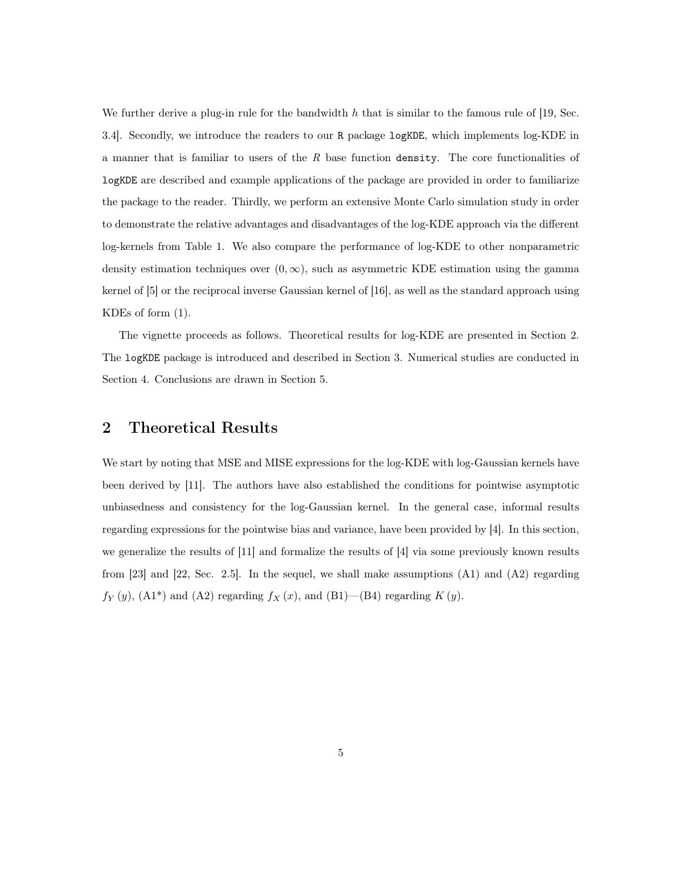We further derive a plug-in rule for the bandwidth $h$ that is similar to the famous rule of [19, Sec. 3.4]. Secondly, we introduce the readers to our `R` package `logKDE`, which implements log-KDE in a manner that is familiar to users of the $R$ base function `density`. The core functionalities of `logKDE` are described and example applications of the package are provided in order to familiarize the package to the reader. Thirdly, we perform an extensive Monte Carlo simulation study in order to demonstrate the relative advantages and disadvantages of the log-KDE approach via the different log-kernels from Table 1. We also compare the performance of log-KDE to other nonparametric density estimation techniques over $(0, \infty)$, such as asymmetric KDE estimation using the gamma kernel of [5] or the reciprocal inverse Gaussian kernel of [16], as well as the standard approach using KDEs of form (1).

The vignette proceeds as follows. Theoretical results for log-KDE are presented in Section 2. The `logKDE` package is introduced and described in Section 3. Numerical studies are conducted in Section 4. Conclusions are drawn in Section 5.

## 2 Theoretical Results

We start by noting that MSE and MISE expressions for the log-KDE with log-Gaussian kernels have been derived by [11]. The authors have also established the conditions for pointwise asymptotic unbiasedness and consistency for the log-Gaussian kernel. In the general case, informal results regarding expressions for the pointwise bias and variance, have been provided by [4]. In this section, we generalize the results of [11] and formalize the results of [4] via some previously known results from [23] and [22, Sec. 2.5]. In the sequel, we shall make assumptions (A1) and (A2) regarding $f_Y(y)$, (A1*) and (A2) regarding $f_X(x)$, and (B1)—(B4) regarding $K(y)$.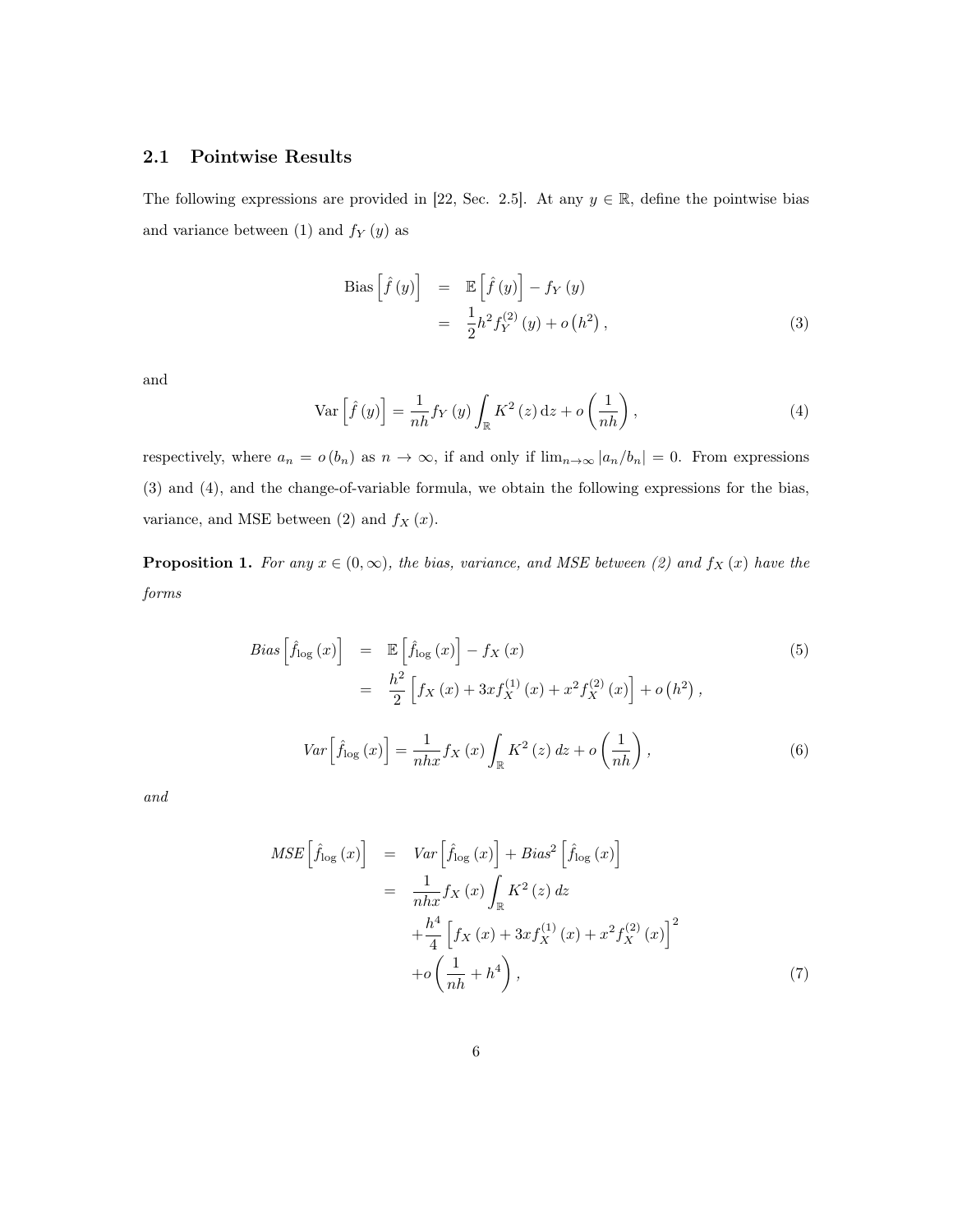### 2.1 Pointwise Results

The following expressions are provided in [22, Sec. 2.5]. At any $y \in \mathbb{R}$, define the pointwise bias and variance between (1) and $f_Y(y)$ as

$$
\begin{aligned}
\operatorname{Bias}\left[\hat{f}(y)\right] &= \mathbb{E}\left[\hat{f}(y)\right] - f_Y(y) \\
&= \frac{1}{2}h^2 f_Y^{(2)}(y) + o\left(h^2\right),
\end{aligned}
\tag{3}
$$

and

$$
\operatorname{Var}\left[\hat{f}(y)\right] = \frac{1}{nh} f_Y(y) \int_{\mathbb{R}} K^2(z)\,\mathrm{d}z + o\left(\frac{1}{nh}\right),
\tag{4}
$$

respectively, where $a_n = o(b_n)$ as $n \to \infty$, if and only if $\lim_{n\to\infty} |a_n/b_n| = 0$. From expressions (3) and (4), and the change-of-variable formula, we obtain the following expressions for the bias, variance, and MSE between (2) and $f_X(x)$.

**Proposition 1.** *For any $x \in (0, \infty)$, the bias, variance, and MSE between (2) and $f_X(x)$ have the forms*

$$
\begin{aligned}
\mathit{Bias}\left[\hat{f}_{\log}(x)\right] &= \mathbb{E}\left[\hat{f}_{\log}(x)\right] - f_X(x) \\
&= \frac{h^2}{2}\left[f_X(x) + 3x f_X^{(1)}(x) + x^2 f_X^{(2)}(x)\right] + o\left(h^2\right),
\end{aligned}
\tag{5}
$$

$$
\mathit{Var}\left[\hat{f}_{\log}(x)\right] = \frac{1}{nhx} f_X(x) \int_{\mathbb{R}} K^2(z)\,dz + o\left(\frac{1}{nh}\right),
\tag{6}
$$

*and*

$$
\begin{aligned}
\mathit{MSE}\left[\hat{f}_{\log}(x)\right] &= \mathit{Var}\left[\hat{f}_{\log}(x)\right] + \mathit{Bias}^2\left[\hat{f}_{\log}(x)\right] \\
&= \frac{1}{nhx} f_X(x) \int_{\mathbb{R}} K^2(z)\,dz \\
&\quad + \frac{h^4}{4}\left[f_X(x) + 3x f_X^{(1)}(x) + x^2 f_X^{(2)}(x)\right]^2 \\
&\quad + o\left(\frac{1}{nh} + h^4\right),
\end{aligned}
\tag{7}
$$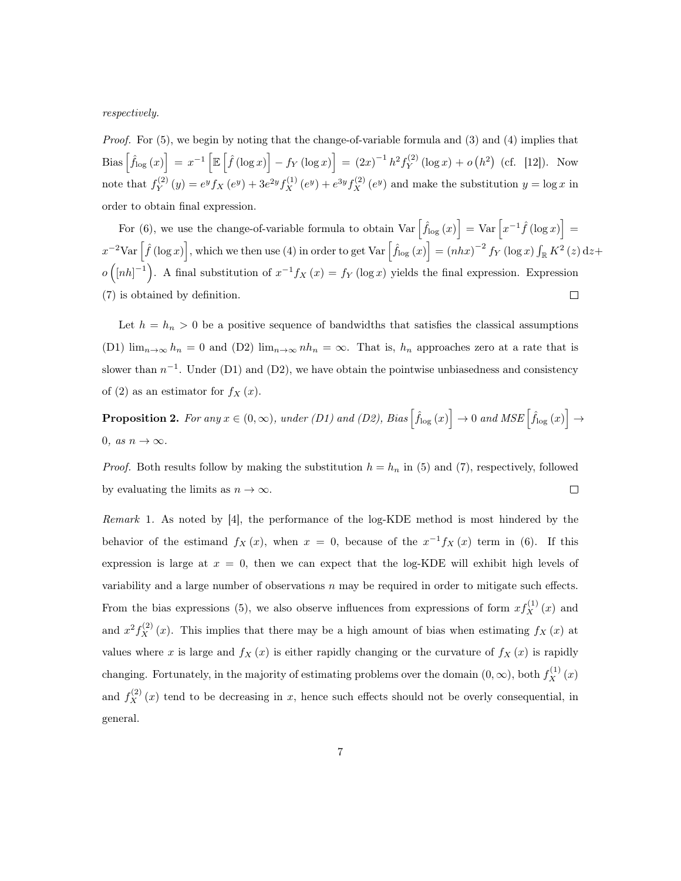*respectively.*

*Proof.* For (5), we begin by noting that the change-of-variable formula and (3) and (4) implies that $\text{Bias}\left[\hat{f}_{\log}(x)\right] = x^{-1}\left[\mathbb{E}\left[\hat{f}(\log x)\right] - f_Y(\log x)\right] = (2x)^{-1} h^2 f_Y^{(2)}(\log x) + o\left(h^2\right)$ (cf. [12]). Now note that $f_Y^{(2)}(y) = e^y f_X(e^y) + 3e^{2y} f_X^{(1)}(e^y) + e^{3y} f_X^{(2)}(e^y)$ and make the substitution $y = \log x$ in order to obtain final expression.

For (6), we use the change-of-variable formula to obtain $\text{Var}\left[\hat{f}_{\log}(x)\right] = \text{Var}\left[x^{-1}\hat{f}(\log x)\right] = x^{-2}\text{Var}\left[\hat{f}(\log x)\right]$, which we then use (4) in order to get $\text{Var}\left[\hat{f}_{\log}(x)\right] = (nhx)^{-2} f_Y(\log x)\int_{\mathbb{R}} K^2(z)\,\mathrm{d}z + o\left([nh]^{-1}\right)$. A final substitution of $x^{-1}f_X(x) = f_Y(\log x)$ yields the final expression. Expression (7) is obtained by definition. □

Let $h = h_n > 0$ be a positive sequence of bandwidths that satisfies the classical assumptions (D1) $\lim_{n\to\infty} h_n = 0$ and (D2) $\lim_{n\to\infty} nh_n = \infty$. That is, $h_n$ approaches zero at a rate that is slower than $n^{-1}$. Under (D1) and (D2), we have obtain the pointwise unbiasedness and consistency of (2) as an estimator for $f_X(x)$.

**Proposition 2.** *For any $x \in (0, \infty)$, under (D1) and (D2), Bias $\left[\hat{f}_{\log}(x)\right] \to 0$ and MSE $\left[\hat{f}_{\log}(x)\right] \to 0$, as $n \to \infty$.*

*Proof.* Both results follow by making the substitution $h = h_n$ in (5) and (7), respectively, followed by evaluating the limits as $n \to \infty$. □

*Remark* 1. As noted by [4], the performance of the log-KDE method is most hindered by the behavior of the estimand $f_X(x)$, when $x = 0$, because of the $x^{-1}f_X(x)$ term in (6). If this expression is large at $x = 0$, then we can expect that the log-KDE will exhibit high levels of variability and a large number of observations $n$ may be required in order to mitigate such effects. From the bias expressions (5), we also observe influences from expressions of form $xf_X^{(1)}(x)$ and and $x^2 f_X^{(2)}(x)$. This implies that there may be a high amount of bias when estimating $f_X(x)$ at values where $x$ is large and $f_X(x)$ is either rapidly changing or the curvature of $f_X(x)$ is rapidly changing. Fortunately, in the majority of estimating problems over the domain $(0, \infty)$, both $f_X^{(1)}(x)$ and $f_X^{(2)}(x)$ tend to be decreasing in $x$, hence such effects should not be overly consequential, in general.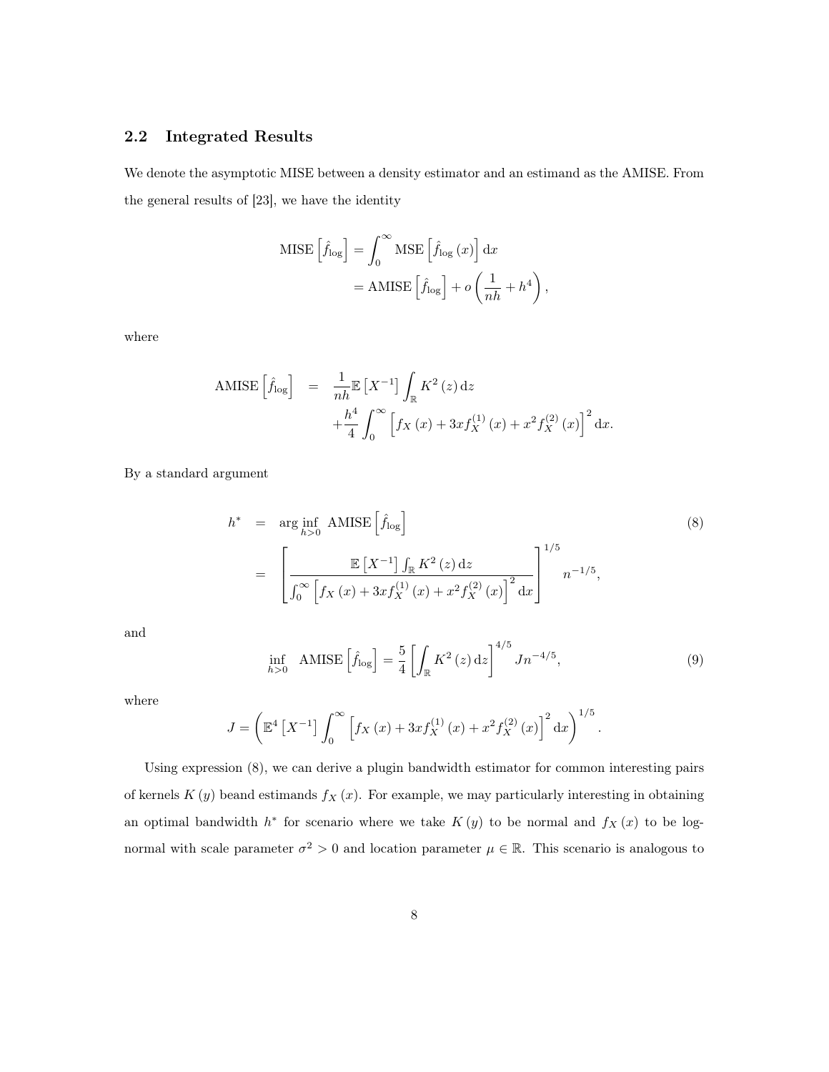## 2.2 Integrated Results

We denote the asymptotic MISE between a density estimator and an estimand as the AMISE. From the general results of [23], we have the identity

$$
\begin{aligned}
\text{MISE}\left[\hat{f}_{\log}\right] &= \int_0^\infty \text{MSE}\left[\hat{f}_{\log}(x)\right] \mathrm{d}x \\
&= \text{AMISE}\left[\hat{f}_{\log}\right] + o\left(\frac{1}{nh} + h^4\right),
\end{aligned}
$$

where

$$
\begin{aligned}
\text{AMISE}\left[\hat{f}_{\log}\right] &= \frac{1}{nh}\mathbb{E}\left[X^{-1}\right]\int_{\mathbb{R}} K^2(z)\,\mathrm{d}z \\
&\quad + \frac{h^4}{4}\int_0^\infty \left[f_X(x) + 3xf_X^{(1)}(x) + x^2 f_X^{(2)}(x)\right]^2 \mathrm{d}x.
\end{aligned}
$$

By a standard argument

$$
\begin{aligned}
h^* &= \arg\inf_{h>0}\ \text{AMISE}\left[\hat{f}_{\log}\right] \\
&= \left[\frac{\mathbb{E}\left[X^{-1}\right]\int_{\mathbb{R}} K^2(z)\,\mathrm{d}z}{\int_0^\infty \left[f_X(x) + 3xf_X^{(1)}(x) + x^2 f_X^{(2)}(x)\right]^2 \mathrm{d}x}\right]^{1/5} n^{-1/5},
\end{aligned}
\tag{8}
$$

and

$$
\inf_{h>0}\ \text{AMISE}\left[\hat{f}_{\log}\right] = \frac{5}{4}\left[\int_{\mathbb{R}} K^2(z)\,\mathrm{d}z\right]^{4/5} J n^{-4/5},
\tag{9}
$$

where

$$
J = \left(\mathbb{E}^4\left[X^{-1}\right]\int_0^\infty \left[f_X(x) + 3xf_X^{(1)}(x) + x^2 f_X^{(2)}(x)\right]^2 \mathrm{d}x\right)^{1/5}.
$$

Using expression (8), we can derive a plugin bandwidth estimator for common interesting pairs of kernels $K(y)$ beand estimands $f_X(x)$. For example, we may particularly interesting in obtaining an optimal bandwidth $h^*$ for scenario where we take $K(y)$ to be normal and $f_X(x)$ to be log-normal with scale parameter $\sigma^2 > 0$ and location parameter $\mu \in \mathbb{R}$. This scenario is analogous to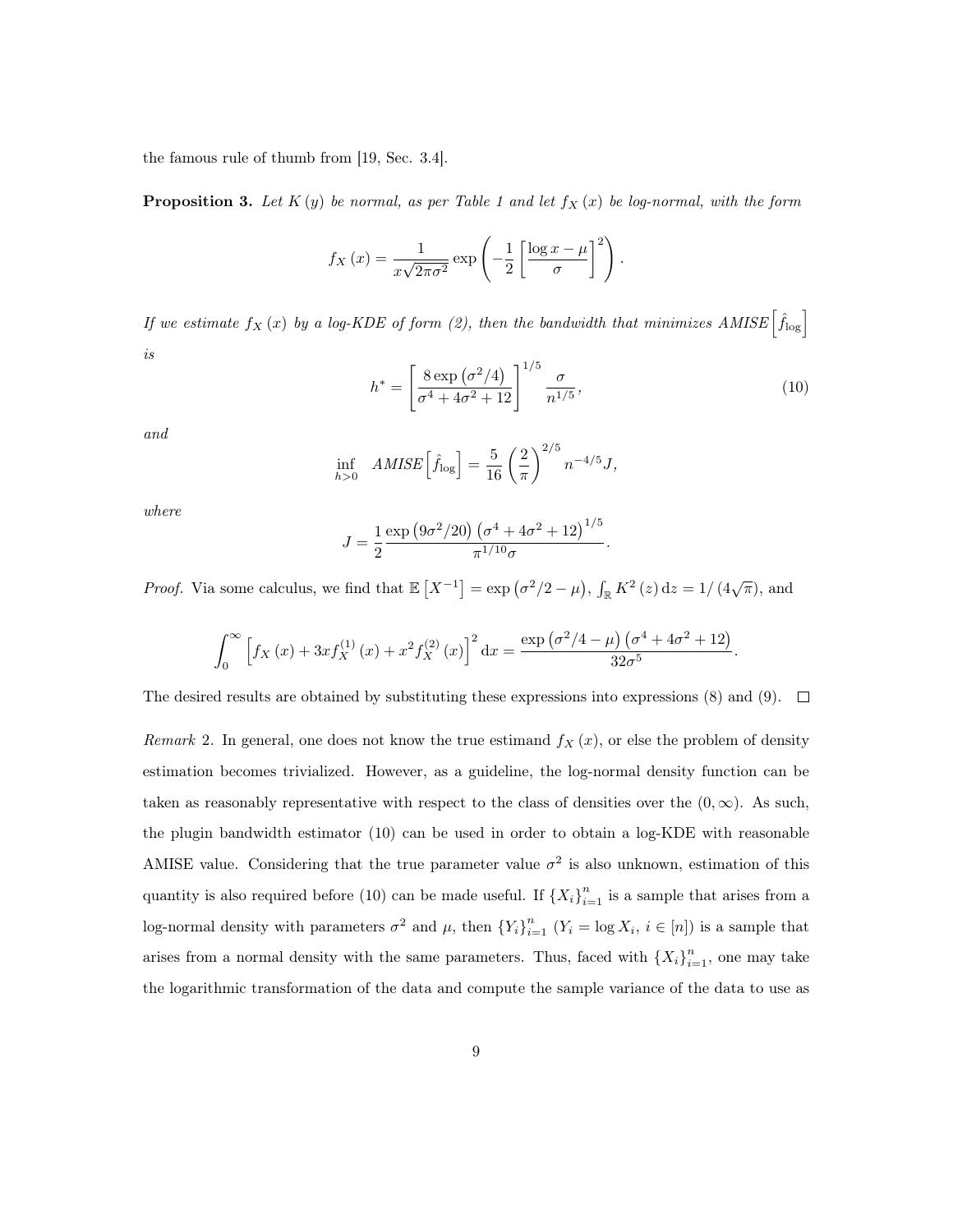the famous rule of thumb from [19, Sec. 3.4].

**Proposition 3.** *Let $K(y)$ be normal, as per Table 1 and let $f_X(x)$ be log-normal, with the form*

$$f_X(x) = \frac{1}{x\sqrt{2\pi\sigma^2}} \exp\left(-\frac{1}{2}\left[\frac{\log x - \mu}{\sigma}\right]^2\right).$$

*If we estimate $f_X(x)$ by a log-KDE of form (2), then the bandwidth that minimizes $AMISE\left[\hat{f}_{\log}\right]$ is*

$$h^* = \left[\frac{8\exp\left(\sigma^2/4\right)}{\sigma^4 + 4\sigma^2 + 12}\right]^{1/5} \frac{\sigma}{n^{1/5}}, \tag{10}$$

*and*

$$\inf_{h>0} \ AMISE\left[\hat{f}_{\log}\right] = \frac{5}{16}\left(\frac{2}{\pi}\right)^{2/5} n^{-4/5} J,$$

*where*

$$J = \frac{1}{2}\frac{\exp\left(9\sigma^2/20\right)\left(\sigma^4 + 4\sigma^2 + 12\right)^{1/5}}{\pi^{1/10}\sigma}.$$

*Proof.* Via some calculus, we find that $\mathbb{E}\left[X^{-1}\right] = \exp\left(\sigma^2/2 - \mu\right)$, $\int_{\mathbb{R}} K^2(z)\,\mathrm{d}z = 1/(4\sqrt{\pi})$, and

$$\int_0^\infty \left[f_X(x) + 3x f_X^{(1)}(x) + x^2 f_X^{(2)}(x)\right]^2 \mathrm{d}x = \frac{\exp\left(\sigma^2/4 - \mu\right)\left(\sigma^4 + 4\sigma^2 + 12\right)}{32\sigma^5}.$$

The desired results are obtained by substituting these expressions into expressions (8) and (9). □

*Remark* 2. In general, one does not know the true estimand $f_X(x)$, or else the problem of density estimation becomes trivialized. However, as a guideline, the log-normal density function can be taken as reasonably representative with respect to the class of densities over the $(0, \infty)$. As such, the plugin bandwidth estimator (10) can be used in order to obtain a log-KDE with reasonable AMISE value. Considering that the true parameter value $\sigma^2$ is also unknown, estimation of this quantity is also required before (10) can be made useful. If $\{X_i\}_{i=1}^n$ is a sample that arises from a log-normal density with parameters $\sigma^2$ and $\mu$, then $\{Y_i\}_{i=1}^n$ ($Y_i = \log X_i$, $i \in [n]$) is a sample that arises from a normal density with the same parameters. Thus, faced with $\{X_i\}_{i=1}^n$, one may take the logarithmic transformation of the data and compute the sample variance of the data to use as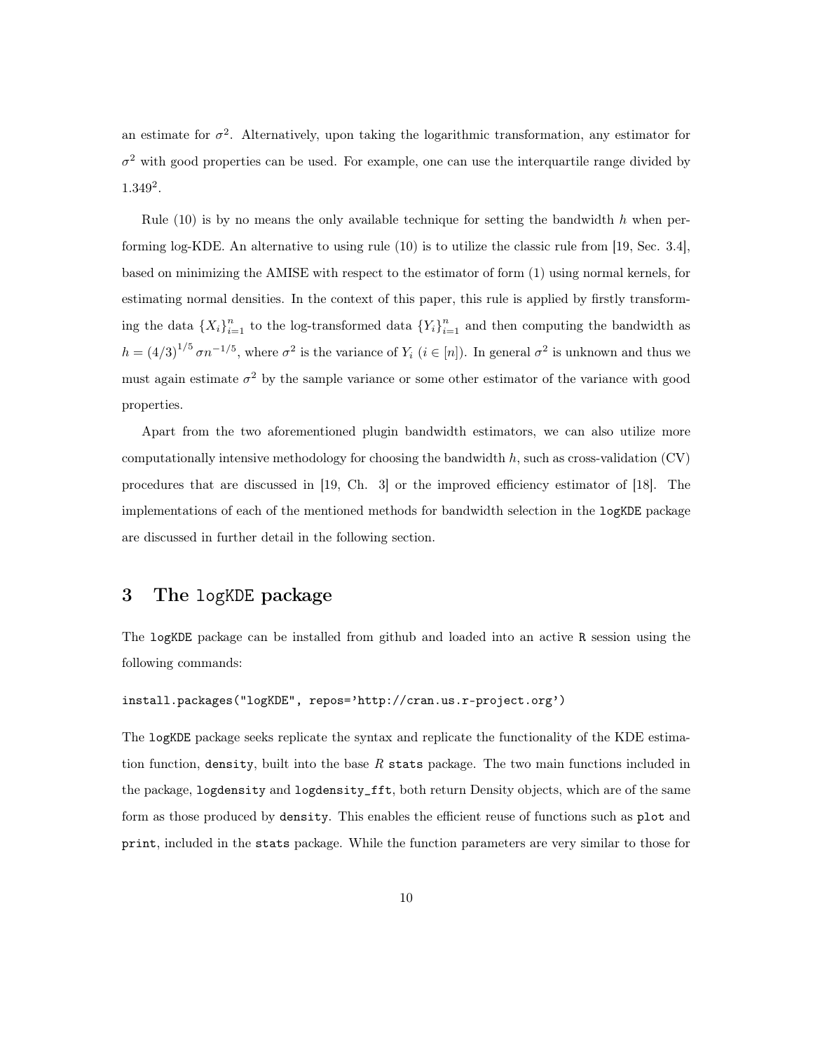an estimate for $\sigma^2$. Alternatively, upon taking the logarithmic transformation, any estimator for $\sigma^2$ with good properties can be used. For example, one can use the interquartile range divided by $1.349^2$.

Rule (10) is by no means the only available technique for setting the bandwidth $h$ when performing log-KDE. An alternative to using rule (10) is to utilize the classic rule from [19, Sec. 3.4], based on minimizing the AMISE with respect to the estimator of form (1) using normal kernels, for estimating normal densities. In the context of this paper, this rule is applied by firstly transforming the data $\{X_i\}_{i=1}^n$ to the log-transformed data $\{Y_i\}_{i=1}^n$ and then computing the bandwidth as $h = (4/3)^{1/5} \sigma n^{-1/5}$, where $\sigma^2$ is the variance of $Y_i$ ($i \in [n]$). In general $\sigma^2$ is unknown and thus we must again estimate $\sigma^2$ by the sample variance or some other estimator of the variance with good properties.

Apart from the two aforementioned plugin bandwidth estimators, we can also utilize more computationally intensive methodology for choosing the bandwidth $h$, such as cross-validation (CV) procedures that are discussed in [19, Ch. 3] or the improved efficiency estimator of [18]. The implementations of each of the mentioned methods for bandwidth selection in the `logKDE` package are discussed in further detail in the following section.

# 3 The `logKDE` package

The `logKDE` package can be installed from github and loaded into an active `R` session using the following commands:

```
install.packages("logKDE", repos='http://cran.us.r-project.org')
```

The `logKDE` package seeks replicate the syntax and replicate the functionality of the KDE estimation function, `density`, built into the base *R* `stats` package. The two main functions included in the package, `logdensity` and `logdensity_fft`, both return Density objects, which are of the same form as those produced by `density`. This enables the efficient reuse of functions such as `plot` and `print`, included in the `stats` package. While the function parameters are very similar to those for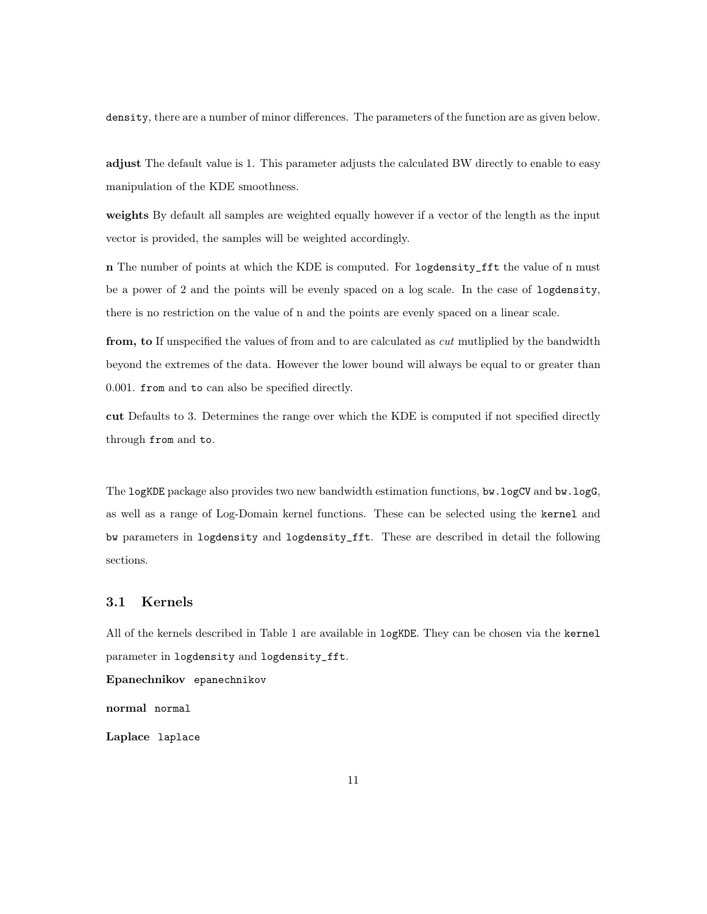`density`, there are a number of minor differences. The parameters of the function are as given below.

**adjust** The default value is 1. This parameter adjusts the calculated BW directly to enable to easy manipulation of the KDE smoothness.

**weights** By default all samples are weighted equally however if a vector of the length as the input vector is provided, the samples will be weighted accordingly.

**n** The number of points at which the KDE is computed. For `logdensity_fft` the value of n must be a power of 2 and the points will be evenly spaced on a log scale. In the case of `logdensity`, there is no restriction on the value of n and the points are evenly spaced on a linear scale.

**from, to** If unspecified the values of from and to are calculated as *cut* mutliplied by the bandwidth beyond the extremes of the data. However the lower bound will always be equal to or greater than 0.001. `from` and `to` can also be specified directly.

**cut** Defaults to 3. Determines the range over which the KDE is computed if not specified directly through `from` and `to`.

The `logKDE` package also provides two new bandwidth estimation functions, `bw.logCV` and `bw.logG`, as well as a range of Log-Domain kernel functions. These can be selected using the `kernel` and `bw` parameters in `logdensity` and `logdensity_fft`. These are described in detail the following sections.

### 3.1 Kernels

All of the kernels described in Table 1 are available in `logKDE`. They can be chosen via the `kernel` parameter in `logdensity` and `logdensity_fft`.

**Epanechnikov** `epanechnikov`

**normal** `normal`

**Laplace** `laplace`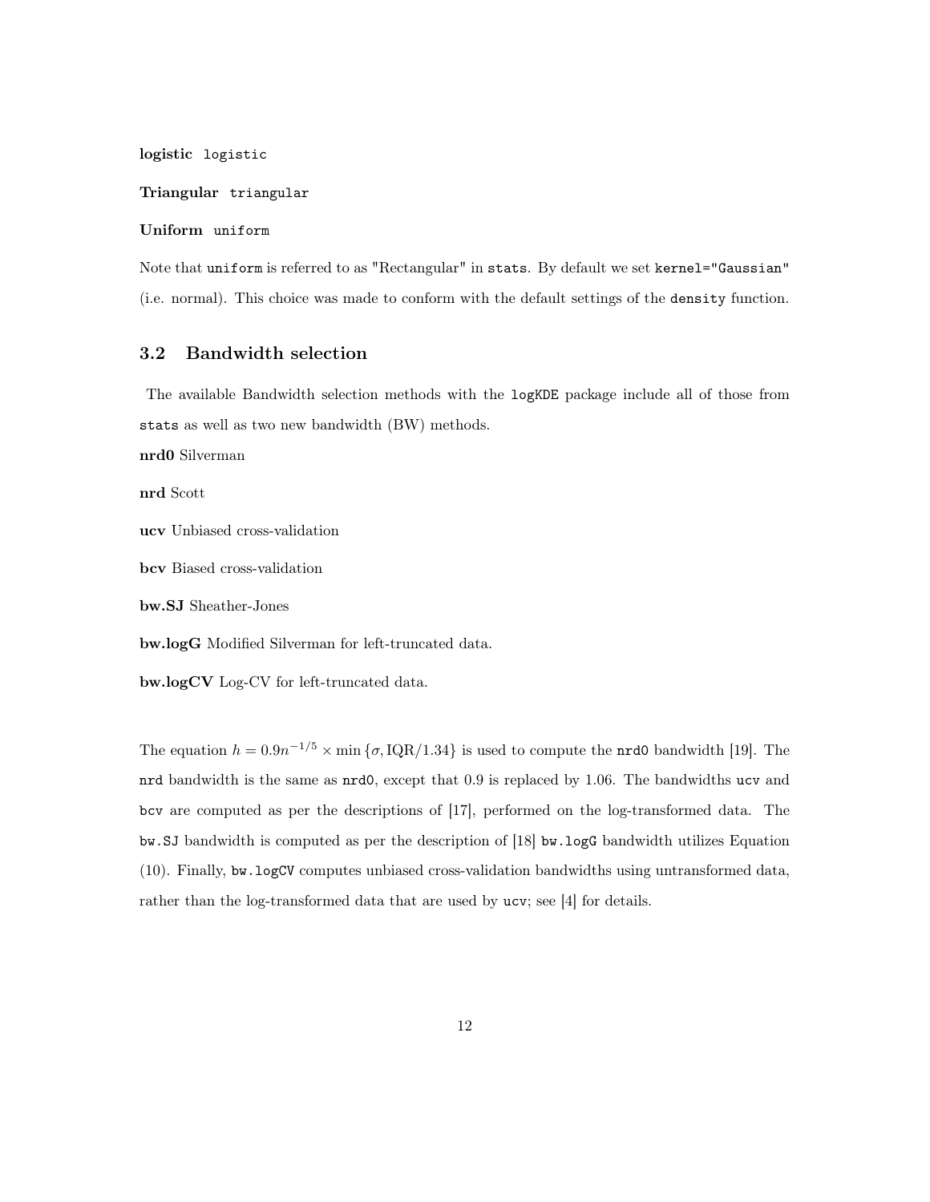**logistic** `logistic`

**Triangular** `triangular`

**Uniform** `uniform`

Note that `uniform` is referred to as "Rectangular" in `stats`. By default we set `kernel="Gaussian"` (i.e. normal). This choice was made to conform with the default settings of the `density` function.

### 3.2 Bandwidth selection

The available Bandwidth selection methods with the `logKDE` package include all of those from `stats` as well as two new bandwidth (BW) methods.

**nrd0** Silverman

**nrd** Scott

**ucv** Unbiased cross-validation

**bcv** Biased cross-validation

**bw.SJ** Sheather-Jones

**bw.logG** Modified Silverman for left-truncated data.

**bw.logCV** Log-CV for left-truncated data.

The equation $h = 0.9n^{-1/5} \times \min\{\sigma, \text{IQR}/1.34\}$ is used to compute the `nrd0` bandwidth [19]. The `nrd` bandwidth is the same as `nrd0`, except that 0.9 is replaced by 1.06. The bandwidths `ucv` and `bcv` are computed as per the descriptions of [17], performed on the log-transformed data. The `bw.SJ` bandwidth is computed as per the description of [18] `bw.logG` bandwidth utilizes Equation (10). Finally, `bw.logCV` computes unbiased cross-validation bandwidths using untransformed data, rather than the log-transformed data that are used by `ucv`; see [4] for details.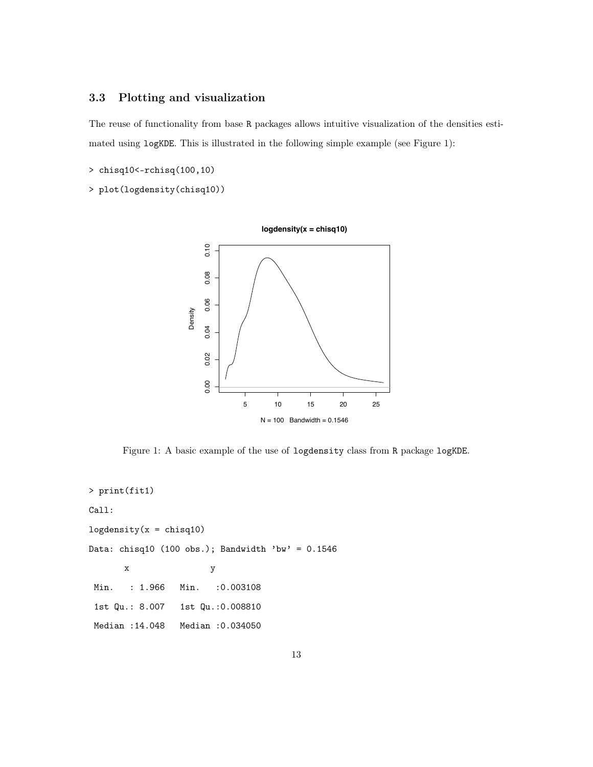### 3.3 Plotting and visualization

The reuse of functionality from base R packages allows intuitive visualization of the densities estimated using logKDE. This is illustrated in the following simple example (see Figure 1):

```
> chisq10<-rchisq(100,10)
> plot(logdensity(chisq10))
```

Figure 1: A basic example of the use of logdensity class from R package logKDE.

```
> print(fit1)
Call:
logdensity(x = chisq10)
Data: chisq10 (100 obs.); Bandwidth 'bw' = 0.1546
       x                y
 Min.   : 1.966   Min.   :0.003108
 1st Qu.: 8.007   1st Qu.:0.008810
 Median :14.048   Median :0.034050
```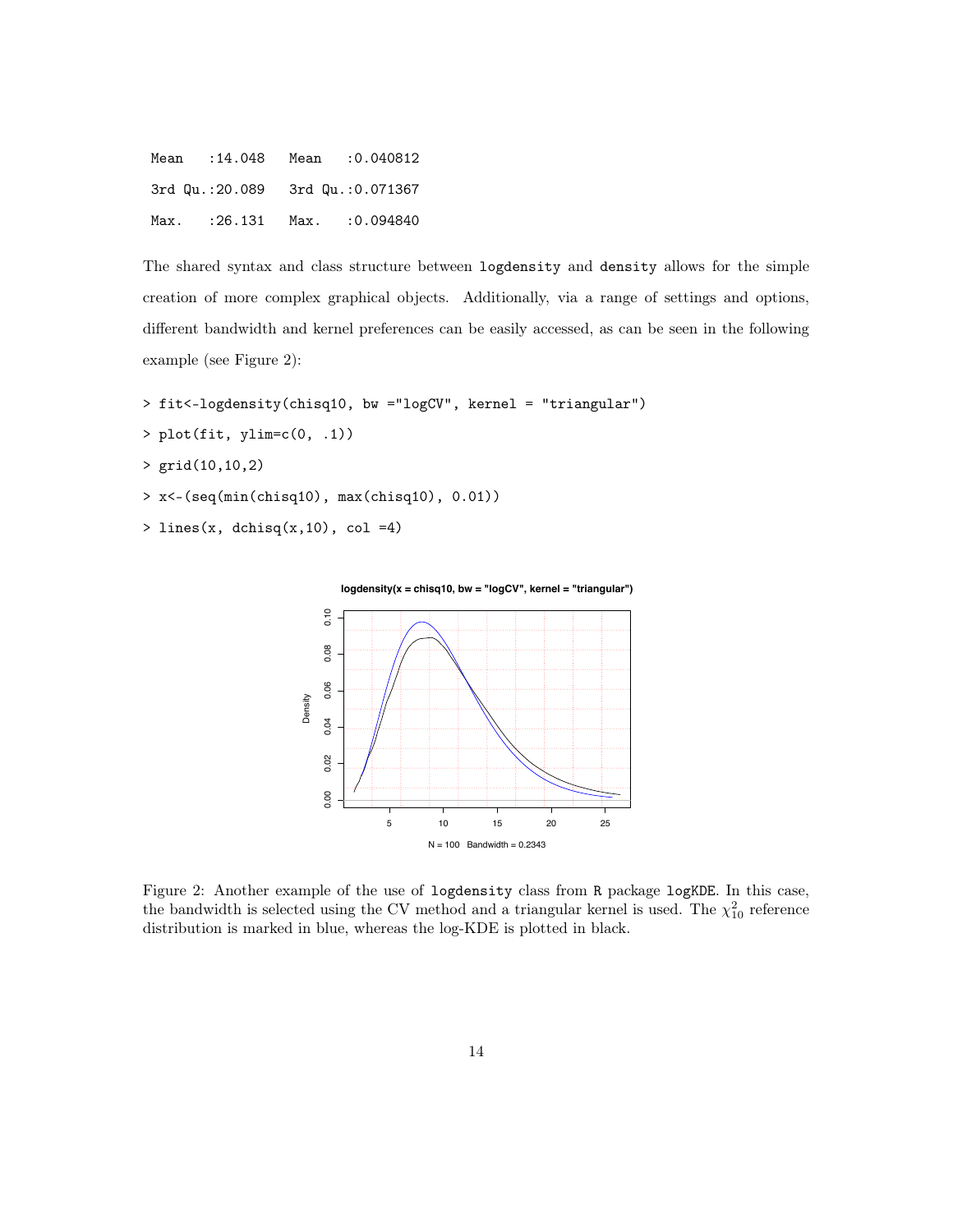```
 Mean   :14.048   Mean   :0.040812
 3rd Qu.:20.089   3rd Qu.:0.071367
 Max.   :26.131   Max.   :0.094840
```

The shared syntax and class structure between `logdensity` and `density` allows for the simple creation of more complex graphical objects. Additionally, via a range of settings and options, different bandwidth and kernel preferences can be easily accessed, as can be seen in the following example (see Figure 2):

```
> fit<-logdensity(chisq10, bw ="logCV", kernel = "triangular")
> plot(fit, ylim=c(0, .1))
> grid(10,10,2)
> x<-(seq(min(chisq10), max(chisq10), 0.01))
> lines(x, dchisq(x,10), col =4)
```

Figure 2: Another example of the use of `logdensity` class from `R` package `logKDE`. In this case, the bandwidth is selected using the CV method and a triangular kernel is used. The $\chi^2_{10}$ reference distribution is marked in blue, whereas the log-KDE is plotted in black.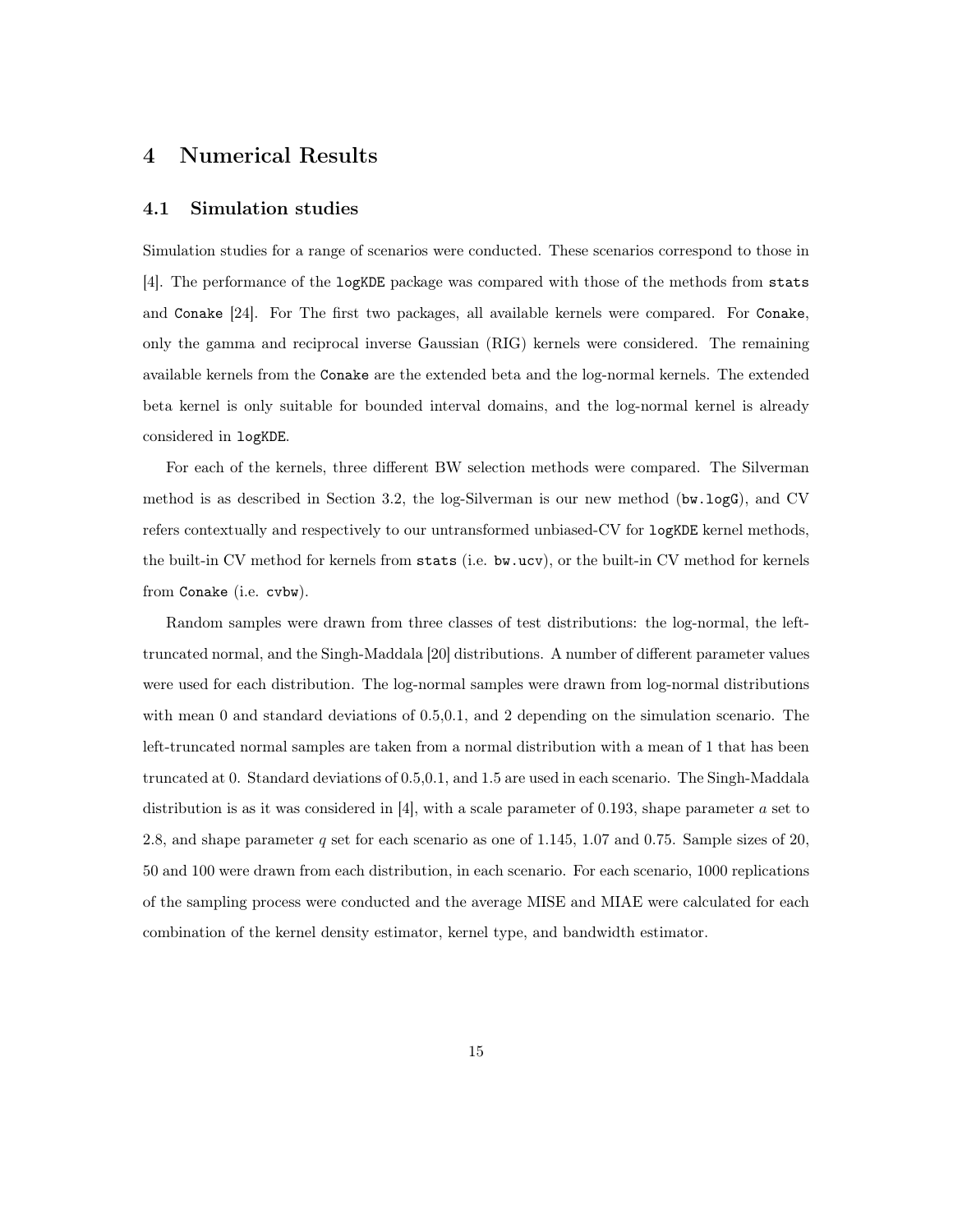# 4 Numerical Results

## 4.1 Simulation studies

Simulation studies for a range of scenarios were conducted. These scenarios correspond to those in [4]. The performance of the `logKDE` package was compared with those of the methods from `stats` and `Conake` [24]. For The first two packages, all available kernels were compared. For `Conake`, only the gamma and reciprocal inverse Gaussian (RIG) kernels were considered. The remaining available kernels from the `Conake` are the extended beta and the log-normal kernels. The extended beta kernel is only suitable for bounded interval domains, and the log-normal kernel is already considered in `logKDE`.

For each of the kernels, three different BW selection methods were compared. The Silverman method is as described in Section 3.2, the log-Silverman is our new method (`bw.logG`), and CV refers contextually and respectively to our untransformed unbiased-CV for `logKDE` kernel methods, the built-in CV method for kernels from `stats` (i.e. `bw.ucv`), or the built-in CV method for kernels from `Conake` (i.e. `cvbw`).

Random samples were drawn from three classes of test distributions: the log-normal, the left-truncated normal, and the Singh-Maddala [20] distributions. A number of different parameter values were used for each distribution. The log-normal samples were drawn from log-normal distributions with mean 0 and standard deviations of 0.5,0.1, and 2 depending on the simulation scenario. The left-truncated normal samples are taken from a normal distribution with a mean of 1 that has been truncated at 0. Standard deviations of 0.5,0.1, and 1.5 are used in each scenario. The Singh-Maddala distribution is as it was considered in [4], with a scale parameter of 0.193, shape parameter $a$ set to 2.8, and shape parameter $q$ set for each scenario as one of 1.145, 1.07 and 0.75. Sample sizes of 20, 50 and 100 were drawn from each distribution, in each scenario. For each scenario, 1000 replications of the sampling process were conducted and the average MISE and MIAE were calculated for each combination of the kernel density estimator, kernel type, and bandwidth estimator.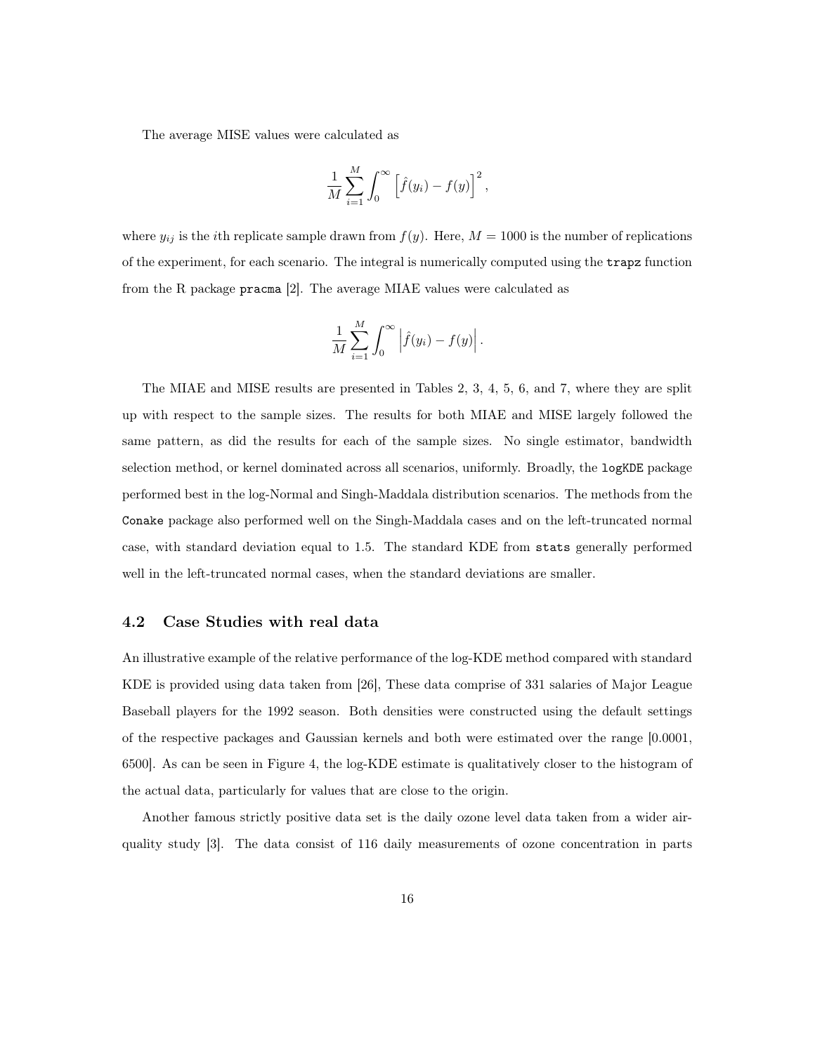The average MISE values were calculated as

$$\frac{1}{M}\sum_{i=1}^{M}\int_{0}^{\infty}\left[\hat{f}(y_i)-f(y)\right]^2,$$

where $y_{ij}$ is the $i$th replicate sample drawn from $f(y)$. Here, $M = 1000$ is the number of replications of the experiment, for each scenario. The integral is numerically computed using the `trapz` function from the R package `pracma` [2]. The average MIAE values were calculated as

$$\frac{1}{M}\sum_{i=1}^{M}\int_{0}^{\infty}\left|\hat{f}(y_i)-f(y)\right|.$$

The MIAE and MISE results are presented in Tables 2, 3, 4, 5, 6, and 7, where they are split up with respect to the sample sizes. The results for both MIAE and MISE largely followed the same pattern, as did the results for each of the sample sizes. No single estimator, bandwidth selection method, or kernel dominated across all scenarios, uniformly. Broadly, the `logKDE` package performed best in the log-Normal and Singh-Maddala distribution scenarios. The methods from the `Conake` package also performed well on the Singh-Maddala cases and on the left-truncated normal case, with standard deviation equal to 1.5. The standard KDE from `stats` generally performed well in the left-truncated normal cases, when the standard deviations are smaller.

## 4.2 Case Studies with real data

An illustrative example of the relative performance of the log-KDE method compared with standard KDE is provided using data taken from [26], These data comprise of 331 salaries of Major League Baseball players for the 1992 season. Both densities were constructed using the default settings of the respective packages and Gaussian kernels and both were estimated over the range [0.0001, 6500]. As can be seen in Figure 4, the log-KDE estimate is qualitatively closer to the histogram of the actual data, particularly for values that are close to the origin.

Another famous strictly positive data set is the daily ozone level data taken from a wider air-quality study [3]. The data consist of 116 daily measurements of ozone concentration in parts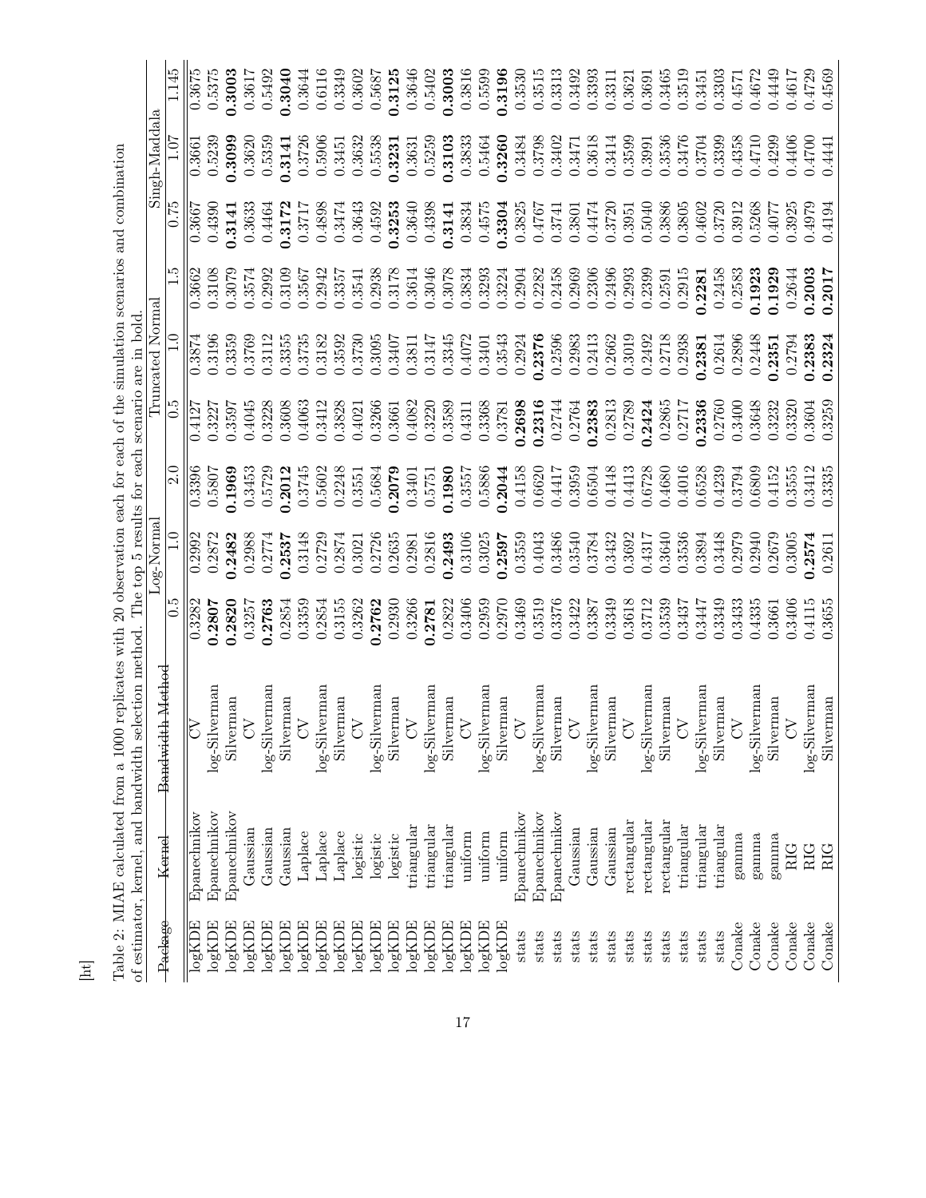[ht]

Table 2: MIAE calculated from a 1000 replicates with 20 observation each for each of the simulation scenarios and combination of estimator, kernel, and bandwidth selection method. The top 5 results for each scenario are in bold.

| Package | Kernel | Bandwidth Method | Log-Normal | | | Truncated Normal | | | Singh-Maddala | | |
|---|---|---|---|---|---|---|---|---|---|---|---|
| | | | 0.5 | 1.0 | 2.0 | 0.5 | 1.0 | 1.5 | 0.75 | 1.07 | 1.145 |
| logKDE | Epanechnikov | CV | 0.3282 | 0.2992 | 0.3396 | 0.4127 | 0.3874 | 0.3662 | 0.3667 | 0.3661 | 0.3675 |
| logKDE | Epanechnikov | log-Silverman | **0.2807** | 0.2872 | 0.5807 | 0.3227 | 0.3196 | 0.3108 | 0.4390 | 0.5239 | 0.5375 |
| logKDE | Epanechnikov | Silverman | **0.2820** | **0.2482** | **0.1969** | 0.3597 | 0.3359 | 0.3079 | **0.3141** | **0.3099** | **0.3003** |
| logKDE | Gaussian | CV | 0.3257 | 0.2988 | 0.3453 | 0.4045 | 0.3769 | 0.3574 | 0.3633 | 0.3620 | 0.3617 |
| logKDE | Gaussian | log-Silverman | **0.2763** | 0.2774 | 0.5729 | 0.3228 | 0.3112 | 0.2992 | 0.4464 | 0.5359 | 0.5492 |
| logKDE | Gaussian | Silverman | 0.2854 | **0.2537** | **0.2012** | 0.3608 | 0.3355 | 0.3109 | **0.3172** | **0.3141** | **0.3040** |
| logKDE | Laplace | CV | 0.3359 | 0.3148 | 0.3745 | 0.4063 | 0.3735 | 0.3567 | 0.3717 | 0.3726 | 0.3644 |
| logKDE | Laplace | log-Silverman | 0.2854 | 0.2729 | 0.5602 | 0.3412 | 0.3182 | 0.2942 | 0.4898 | 0.5906 | 0.6116 |
| logKDE | Laplace | Silverman | 0.3155 | 0.2874 | 0.2248 | 0.3828 | 0.3592 | 0.3357 | 0.3474 | 0.3451 | 0.3349 |
| logKDE | logistic | CV | 0.3262 | 0.3021 | 0.3551 | 0.4021 | 0.3730 | 0.3541 | 0.3643 | 0.3632 | 0.3602 |
| logKDE | logistic | log-Silverman | **0.2762** | 0.2726 | 0.5684 | 0.3266 | 0.3095 | 0.2938 | 0.4592 | 0.5538 | 0.5687 |
| logKDE | logistic | Silverman | 0.2930 | 0.2635 | **0.2079** | 0.3661 | 0.3407 | 0.3178 | **0.3253** | **0.3231** | **0.3125** |
| logKDE | triangular | CV | 0.3266 | 0.2981 | 0.3401 | 0.4082 | 0.3811 | 0.3614 | 0.3640 | 0.3631 | 0.3646 |
| logKDE | triangular | log-Silverman | **0.2781** | 0.2816 | 0.5751 | 0.3220 | 0.3147 | 0.3046 | 0.4398 | 0.5259 | 0.5402 |
| logKDE | triangular | Silverman | 0.2822 | **0.2493** | **0.1980** | 0.3589 | 0.3345 | 0.3078 | **0.3141** | **0.3103** | **0.3003** |
| logKDE | uniform | CV | 0.3406 | 0.3106 | 0.3557 | 0.4311 | 0.4072 | 0.3834 | 0.3834 | 0.3833 | 0.3816 |
| logKDE | uniform | log-Silverman | 0.2959 | 0.3025 | 0.5886 | 0.3368 | 0.3401 | 0.3293 | 0.4575 | 0.5464 | 0.5599 |
| logKDE | uniform | Silverman | 0.2970 | **0.2597** | **0.2044** | 0.3781 | 0.3543 | 0.3224 | **0.3304** | **0.3260** | **0.3196** |
| stats | Epanechnikov | CV | 0.3469 | 0.3559 | 0.4158 | **0.2698** | 0.2924 | 0.2904 | 0.3825 | 0.3484 | 0.3530 |
| stats | Epanechnikov | log-Silverman | 0.3519 | 0.4043 | 0.6620 | **0.2316** | **0.2376** | 0.2282 | 0.4767 | 0.3798 | 0.3515 |
| stats | Epanechnikov | Silverman | 0.3376 | 0.3486 | 0.4417 | 0.2744 | 0.2596 | 0.2458 | 0.3741 | 0.3402 | 0.3313 |
| stats | Gaussian | CV | 0.3422 | 0.3540 | 0.3959 | 0.2764 | 0.2983 | 0.2969 | 0.3801 | 0.3471 | 0.3492 |
| stats | Gaussian | log-Silverman | 0.3387 | 0.3784 | 0.6504 | **0.2383** | 0.2413 | 0.2306 | 0.4474 | 0.3618 | 0.3393 |
| stats | Gaussian | Silverman | 0.3349 | 0.3432 | 0.4148 | 0.2813 | 0.2662 | 0.2496 | 0.3720 | 0.3414 | 0.3311 |
| stats | rectangular | CV | 0.3618 | 0.3692 | 0.4413 | 0.2789 | 0.3019 | 0.2993 | 0.3951 | 0.3599 | 0.3621 |
| stats | rectangular | log-Silverman | 0.3712 | 0.4317 | 0.6728 | **0.2424** | 0.2492 | 0.2399 | 0.5040 | 0.3991 | 0.3691 |
| stats | rectangular | Silverman | 0.3539 | 0.3640 | 0.4680 | 0.2865 | 0.2718 | 0.2591 | 0.3886 | 0.3536 | 0.3465 |
| stats | triangular | CV | 0.3437 | 0.3536 | 0.4016 | 0.2717 | 0.2938 | 0.2915 | 0.3805 | 0.3476 | 0.3519 |
| stats | triangular | log-Silverman | 0.3447 | 0.3894 | 0.6528 | **0.2336** | **0.2381** | **0.2281** | 0.4602 | 0.3704 | 0.3451 |
| stats | triangular | Silverman | 0.3349 | 0.3448 | 0.4239 | 0.2760 | 0.2614 | 0.2458 | 0.3720 | 0.3399 | 0.3303 |
| Conake | gamma | CV | 0.3433 | 0.2979 | 0.3794 | 0.3400 | 0.2896 | 0.2583 | 0.3912 | 0.4358 | 0.4571 |
| Conake | gamma | log-Silverman | 0.4335 | 0.2940 | 0.6809 | 0.3648 | 0.2448 | **0.1923** | 0.5268 | 0.4710 | 0.4672 |
| Conake | gamma | Silverman | 0.3661 | 0.2679 | 0.4152 | 0.3232 | **0.2351** | **0.1929** | 0.4077 | 0.4299 | 0.4449 |
| Conake | RIG | CV | 0.3406 | 0.3005 | 0.3555 | 0.3320 | 0.2794 | 0.2644 | 0.3925 | 0.4406 | 0.4617 |
| Conake | RIG | log-Silverman | 0.4115 | **0.2574** | 0.3412 | 0.3604 | **0.2383** | **0.2003** | 0.4979 | 0.4700 | 0.4729 |
| Conake | RIG | Silverman | 0.3655 | 0.2611 | 0.3335 | 0.3259 | **0.2324** | **0.2017** | 0.4194 | 0.4441 | 0.4569 |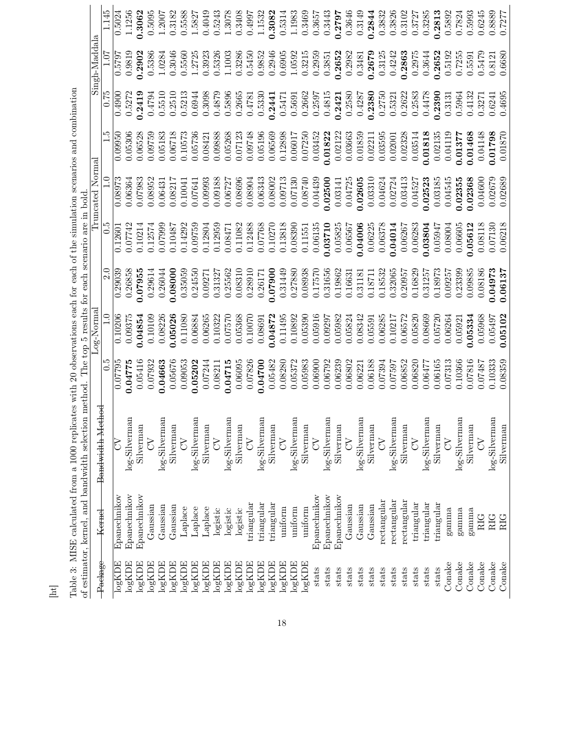[ht]

Table 3: MISE calculated from a 1000 replicates with 20 observations each for each of the simulation scenarios and combination of estimator, kernel, and bandwidth selection method. The top 5 results for each scenario are in bold.

| ~~Package~~ | ~~Kernel~~ | ~~Bandwidth Method~~ | Log-Normal | | | Truncated Normal | | | Singh-Maddala | | |
|---|---|---|---|---|---|---|---|---|---|---|---|
| | | | 0.5 | 1.0 | 2.0 | 0.5 | 1.0 | 1.5 | 0.75 | 1.07 | 1.145 |
| logKDE | Epanechnikov | CV | 0.07795 | 0.10206 | 0.29039 | 0.12601 | 0.08973 | 0.09950 | 0.4900 | 0.5797 | 0.5024 |
| logKDE | Epanechnikov | log-Silverman | **0.04775** | 0.09375 | 0.26858 | 0.07742 | 0.06364 | 0.05306 | 0.5272 | 0.9819 | 1.1256 |
| logKDE | Epanechnikov | Silverman | 0.05416 | **0.04854** | **0.07955** | 0.10214 | 0.07983 | 0.06528 | **0.2419** | **0.2902** | **0.3062** |
| logKDE | Gaussian | CV | 0.07932 | 0.10109 | 0.29614 | 0.12574 | 0.08952 | 0.09759 | 0.4794 | 0.5386 | 0.5095 |
| logKDE | Gaussian | log-Silverman | **0.04663** | 0.08226 | 0.26044 | 0.07999 | 0.06431 | 0.05183 | 0.5510 | 1.0284 | 1.2007 |
| logKDE | Gaussian | Silverman | 0.05676 | **0.05026** | **0.08000** | 0.10487 | 0.08217 | 0.06718 | 0.2510 | 0.3046 | 0.3182 |
| logKDE | Laplace | CV | 0.09053 | 0.11080 | 0.35059 | 0.14292 | 0.10041 | 0.10573 | 0.5213 | 0.5560 | 0.5588 |
| logKDE | Laplace | log-Silverman | **0.05202** | 0.06884 | 0.24550 | 0.09759 | 0.07641 | 0.05736 | 0.6944 | 1.2725 | 1.5827 |
| logKDE | Laplace | Silverman | 0.07244 | 0.06265 | 0.09271 | 0.12804 | 0.09993 | 0.08421 | 0.3098 | 0.3923 | 0.4049 |
| logKDE | logistic | CV | 0.08211 | 0.10322 | 0.31327 | 0.12959 | 0.09188 | 0.09888 | 0.4879 | 0.5326 | 0.5243 |
| logKDE | logistic | log-Silverman | **0.04715** | 0.07570 | 0.25562 | 0.08471 | 0.06727 | 0.05268 | 0.5896 | 1.1003 | 1.3078 |
| logKDE | logistic | Silverman | 0.06095 | 0.05368 | 0.08310 | 0.11082 | 0.08696 | 0.07123 | 0.2665 | 0.3286 | 0.3408 |
| logKDE | triangular | CV | 0.07826 | 0.10070 | 0.28910 | 0.12488 | 0.08904 | 0.09748 | 0.4781 | 0.5450 | 0.4997 |
| logKDE | triangular | log-Silverman | **0.04700** | 0.08691 | 0.26171 | 0.07768 | 0.06343 | 0.05196 | 0.5330 | 0.9852 | 1.1532 |
| logKDE | triangular | Silverman | 0.05482 | **0.04872** | **0.07900** | 0.10270 | 0.08002 | 0.06569 | **0.2441** | 0.2946 | **0.3082** |
| logKDE | uniform | CV | 0.08280 | 0.11495 | 0.31449 | 0.13818 | 0.09713 | 0.12898 | 0.5471 | 0.6905 | 0.5314 |
| logKDE | uniform | log-Silverman | 0.05372 | 0.10892 | 0.27880 | 0.08390 | 0.07130 | 0.06017 | 0.5691 | 1.0592 | 1.1983 |
| logKDE | uniform | Silverman | 0.05983 | 0.05390 | 0.08938 | 0.11551 | 0.08740 | 0.07250 | 0.2662 | 0.3215 | 0.3469 |
| stats | Epanechnikov | CV | 0.06900 | 0.05916 | 0.17570 | 0.06135 | 0.04439 | 0.03452 | 0.2597 | 0.2959 | 0.3657 |
| stats | Epanechnikov | log-Silverman | 0.06792 | 0.09297 | 0.31656 | **0.03710** | **0.02500** | **0.01822** | 0.4815 | 0.3851 | 0.3443 |
| stats | Epanechnikov | Silverman | 0.06239 | 0.05982 | 0.19862 | 0.05825 | 0.03141 | 0.02122 | **0.2421** | **0.2652** | **0.2797** |
| stats | Gaussian | CV | 0.06802 | 0.05824 | 0.16631 | 0.06567 | 0.04725 | 0.03663 | 0.2580 | 0.2982 | 0.3646 |
| stats | Gaussian | log-Silverman | 0.06221 | 0.08342 | 0.31181 | **0.04006** | **0.02605** | 0.01859 | 0.4287 | 0.3481 | 0.3149 |
| stats | Gaussian | Silverman | 0.06188 | 0.05591 | 0.18711 | 0.06225 | 0.03310 | 0.02211 | **0.2380** | **0.2679** | **0.2844** |
| stats | rectangular | CV | 0.07394 | 0.06285 | 0.18532 | 0.06378 | 0.04624 | 0.03595 | 0.2750 | 0.3125 | 0.3832 |
| stats | rectangular | log-Silverman | 0.07597 | 0.10217 | 0.32065 | **0.04014** | 0.02724 | 0.02001 | 0.5321 | 0.4242 | 0.3826 |
| stats | rectangular | Silverman | 0.06852 | 0.06572 | 0.20957 | 0.06267 | 0.03413 | 0.02328 | 0.2622 | **0.2863** | 0.3102 |
| stats | triangular | CV | 0.06820 | 0.05820 | 0.16829 | 0.06283 | 0.04527 | 0.03514 | 0.2583 | 0.2975 | 0.3727 |
| stats | triangular | log-Silverman | 0.06477 | 0.08669 | 0.31257 | **0.03804** | **0.02523** | **0.01818** | 0.4478 | 0.3644 | 0.3285 |
| stats | triangular | Silverman | 0.06165 | 0.05720 | 0.18973 | 0.05947 | 0.03185 | 0.02135 | **0.2390** | **0.2652** | **0.2813** |
| Conake | gamma | CV | 0.07313 | 0.06264 | 0.09257 | 0.08004 | 0.04545 | 0.04119 | 0.3131 | 0.5192 | 0.5892 |
| Conake | gamma | log-Silverman | 0.10366 | 0.05921 | 0.23399 | 0.06605 | **0.02355** | **0.01377** | 0.5964 | 0.7255 | 0.7824 |
| Conake | gamma | Silverman | 0.07816 | **0.05334** | 0.09885 | **0.05612** | **0.02368** | **0.01468** | 0.4132 | 0.5591 | 0.5993 |
| Conake | RIG | CV | 0.07487 | 0.05968 | 0.08186 | 0.08118 | 0.04600 | 0.04148 | 0.3271 | 0.5479 | 0.6245 |
| Conake | RIG | log-Silverman | 0.10333 | 0.05497 | **0.04973** | 0.07130 | 0.02679 | **0.01798** | 0.6241 | 0.8121 | 0.8889 |
| Conake | RIG | Silverman | 0.08359 | **0.05102** | **0.06137** | 0.06218 | 0.02689 | 0.01870 | 0.4695 | 0.6680 | 0.7277 |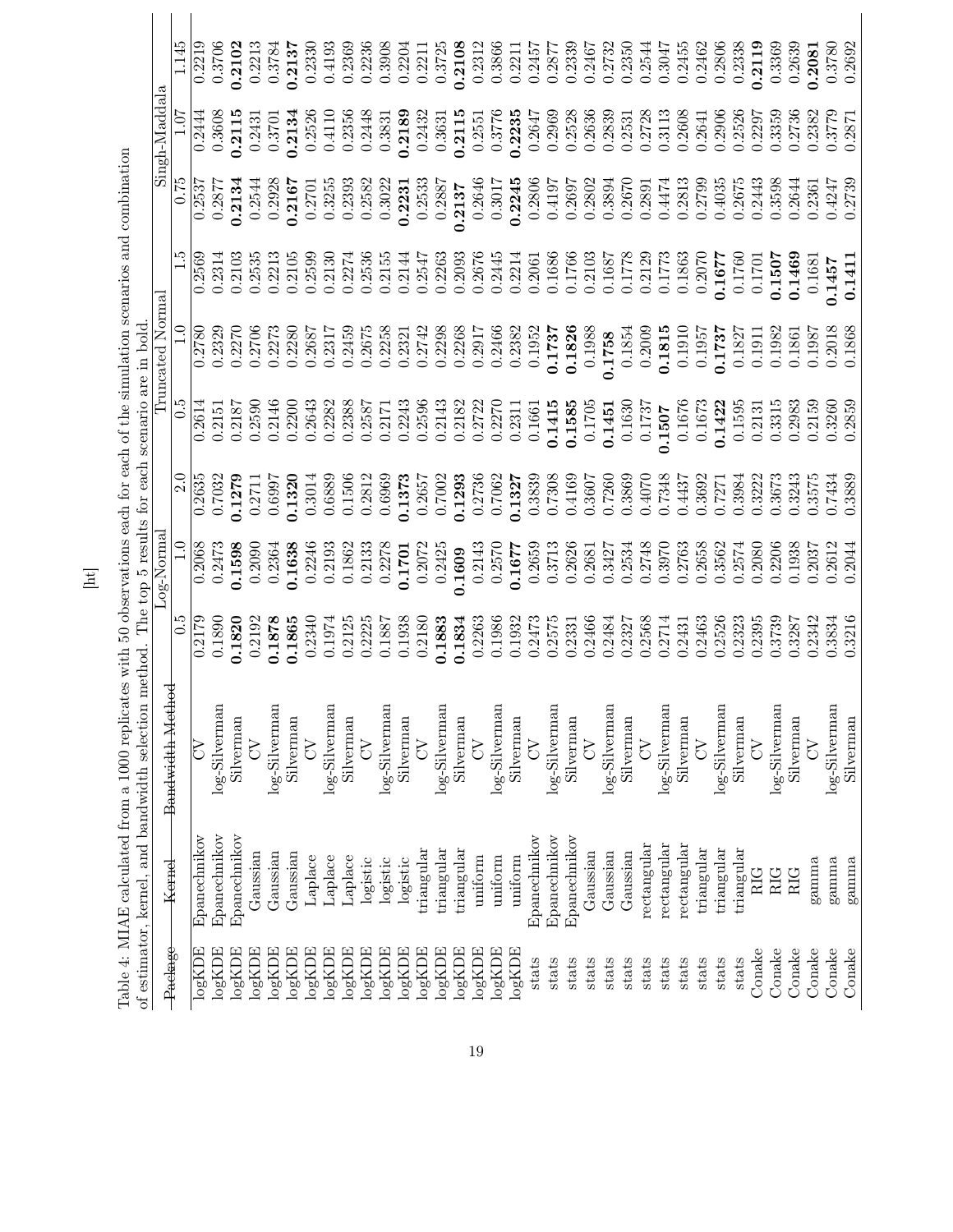[ht]

Table 4: MIAE calculated from a 1000 replicates with 50 observations each for each of the simulation scenarios and combination of estimator, kernel, and bandwidth selection method. The top 5 results for each scenario are in bold.

| Package | Kernel | Bandwidth Method | Log-Normal | | | Truncated Normal | | | Singh-Maddala | | |
|---|---|---|---|---|---|---|---|---|---|---|---|
| | | | 0.5 | 1.0 | 2.0 | 0.5 | 1.0 | 1.5 | 0.75 | 1.07 | 1.145 |
| logKDE | Epanechnikov | CV | 0.2179 | 0.2068 | 0.2635 | 0.2614 | 0.2780 | 0.2569 | 0.2537 | 0.2444 | 0.2219 |
| logKDE | Epanechnikov | log-Silverman | 0.1890 | 0.2473 | 0.7032 | 0.2151 | 0.2329 | 0.2314 | 0.2877 | 0.3608 | 0.3706 |
| logKDE | Epanechnikov | Silverman | **0.1820** | **0.1598** | **0.1279** | 0.2187 | 0.2270 | 0.2103 | **0.2134** | **0.2115** | **0.2102** |
| logKDE | Gaussian | CV | 0.2192 | 0.2090 | 0.2711 | 0.2590 | 0.2706 | 0.2535 | 0.2544 | 0.2431 | 0.2213 |
| logKDE | Gaussian | log-Silverman | **0.1878** | 0.2364 | 0.6997 | 0.2146 | 0.2273 | 0.2213 | 0.2928 | 0.3701 | 0.3784 |
| logKDE | Gaussian | Silverman | **0.1865** | **0.1638** | **0.1320** | 0.2200 | 0.2280 | 0.2105 | **0.2167** | **0.2134** | **0.2137** |
| logKDE | Laplace | CV | 0.2340 | 0.2246 | 0.3014 | 0.2643 | 0.2687 | 0.2599 | 0.2701 | 0.2526 | 0.2330 |
| logKDE | Laplace | log-Silverman | 0.1974 | 0.2193 | 0.6889 | 0.2282 | 0.2317 | 0.2130 | 0.3255 | 0.4110 | 0.4193 |
| logKDE | Laplace | Silverman | 0.2125 | 0.1862 | 0.1506 | 0.2388 | 0.2459 | 0.2274 | 0.2393 | 0.2356 | 0.2369 |
| logKDE | logistic | CV | 0.2225 | 0.2133 | 0.2812 | 0.2587 | 0.2675 | 0.2536 | 0.2582 | 0.2448 | 0.2236 |
| logKDE | logistic | log-Silverman | 0.1887 | 0.2278 | 0.6969 | 0.2171 | 0.2258 | 0.2155 | 0.3022 | 0.3831 | 0.3908 |
| logKDE | logistic | Silverman | 0.1938 | **0.1701** | **0.1373** | 0.2243 | 0.2321 | 0.2144 | **0.2231** | **0.2189** | 0.2204 |
| logKDE | triangular | CV | 0.2180 | 0.2072 | 0.2657 | 0.2596 | 0.2742 | 0.2547 | 0.2533 | 0.2432 | 0.2211 |
| logKDE | triangular | log-Silverman | **0.1883** | 0.2425 | 0.7002 | 0.2143 | 0.2298 | 0.2263 | 0.2887 | 0.3631 | 0.3725 |
| logKDE | triangular | Silverman | **0.1834** | **0.1609** | **0.1293** | 0.2182 | 0.2268 | 0.2093 | **0.2137** | **0.2115** | **0.2108** |
| logKDE | uniform | CV | 0.2263 | 0.2143 | 0.2736 | 0.2722 | 0.2917 | 0.2676 | 0.2646 | 0.2551 | 0.2312 |
| logKDE | uniform | log-Silverman | 0.1986 | 0.2570 | 0.7062 | 0.2270 | 0.2466 | 0.2445 | 0.3017 | 0.3776 | 0.3866 |
| logKDE | uniform | Silverman | 0.1932 | **0.1677** | **0.1327** | 0.2311 | 0.2382 | 0.2214 | **0.2245** | **0.2235** | 0.2211 |
| stats | Epanechnikov | CV | 0.2473 | 0.2659 | 0.3839 | 0.1661 | 0.1952 | 0.2061 | 0.2806 | 0.2647 | 0.2457 |
| stats | Epanechnikov | log-Silverman | 0.2575 | 0.3713 | 0.7308 | **0.1415** | **0.1737** | 0.1686 | 0.4197 | 0.2969 | 0.2877 |
| stats | Epanechnikov | Silverman | 0.2331 | 0.2626 | 0.4169 | **0.1585** | **0.1826** | 0.1766 | 0.2697 | 0.2528 | 0.2339 |
| stats | Gaussian | CV | 0.2466 | 0.2681 | 0.3607 | 0.1705 | 0.1988 | 0.2103 | 0.2802 | 0.2636 | 0.2467 |
| stats | Gaussian | log-Silverman | 0.2484 | 0.3427 | 0.7260 | **0.1451** | **0.1758** | 0.1687 | 0.3894 | 0.2839 | 0.2732 |
| stats | Gaussian | Silverman | 0.2327 | 0.2534 | 0.3869 | 0.1630 | 0.1854 | 0.1778 | 0.2670 | 0.2531 | 0.2350 |
| stats | rectangular | CV | 0.2568 | 0.2748 | 0.4070 | 0.1737 | 0.2009 | 0.2129 | 0.2891 | 0.2728 | 0.2544 |
| stats | rectangular | log-Silverman | 0.2714 | 0.3970 | 0.7348 | **0.1507** | **0.1815** | 0.1773 | 0.4474 | 0.3113 | 0.3047 |
| stats | rectangular | Silverman | 0.2431 | 0.2763 | 0.4437 | 0.1676 | 0.1910 | 0.1863 | 0.2813 | 0.2608 | 0.2455 |
| stats | triangular | CV | 0.2463 | 0.2658 | 0.3692 | 0.1673 | 0.1957 | 0.2070 | 0.2799 | 0.2641 | 0.2462 |
| stats | triangular | log-Silverman | 0.2526 | 0.3562 | 0.7271 | **0.1422** | **0.1737** | **0.1677** | 0.4035 | 0.2906 | 0.2806 |
| stats | triangular | Silverman | 0.2323 | 0.2574 | 0.3984 | 0.1595 | 0.1827 | 0.1760 | 0.2675 | 0.2526 | 0.2338 |
| Conake | RIG | CV | 0.2395 | 0.2080 | 0.3222 | 0.2131 | 0.1911 | 0.1701 | 0.2443 | 0.2297 | **0.2119** |
| Conake | RIG | log-Silverman | 0.3739 | 0.2206 | 0.3673 | 0.3315 | 0.1982 | **0.1507** | 0.3598 | 0.3359 | 0.3369 |
| Conake | RIG | Silverman | 0.3287 | 0.1938 | 0.3243 | 0.2983 | 0.1861 | **0.1469** | 0.2644 | 0.2736 | 0.2639 |
| Conake | gamma | CV | 0.2342 | 0.2037 | 0.3575 | 0.2159 | 0.1987 | 0.1681 | 0.2361 | 0.2382 | **0.2081** |
| Conake | gamma | log-Silverman | 0.3834 | 0.2612 | 0.7434 | 0.3260 | 0.2018 | **0.1457** | 0.4247 | 0.3779 | 0.3780 |
| Conake | gamma | Silverman | 0.3216 | 0.2044 | 0.3889 | 0.2859 | 0.1868 | **0.1411** | 0.2739 | 0.2871 | 0.2692 |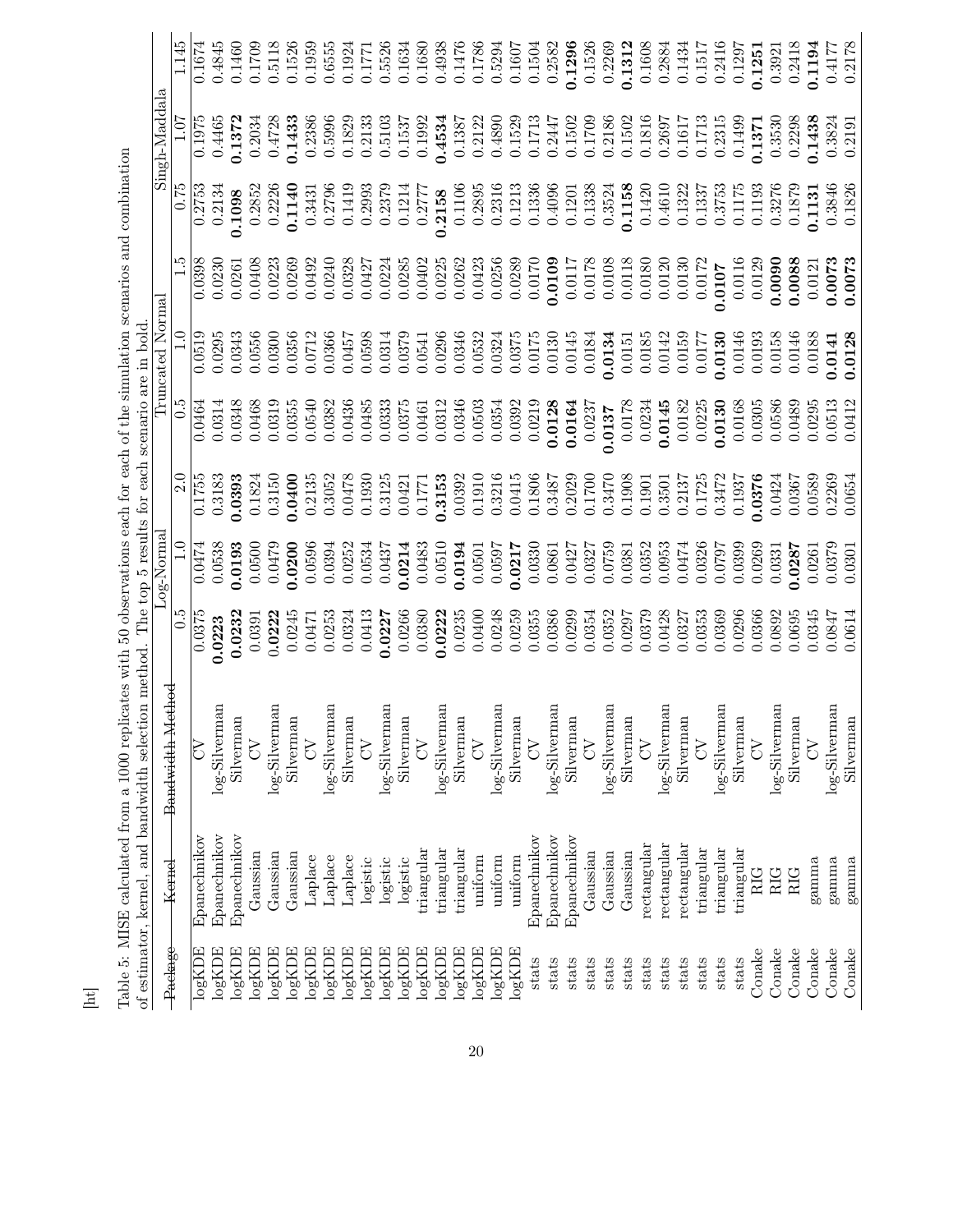[ht]

Table 5: MISE calculated from a 1000 replicates with 50 observations each for each of the simulation scenarios and combination of estimator, kernel, and bandwidth selection method. The top 5 results for each scenario are in bold.

| Package | Kernel | Bandwidth Method | Log-Normal | | | Truncated Normal | | | Singh-Maddala | | |
|---|---|---|---|---|---|---|---|---|---|---|---|
| | | | 0.5 | 1.0 | 2.0 | 0.5 | 1.0 | 1.5 | 0.75 | 1.07 | 1.145 |
| logKDE | Epanechnikov | CV | 0.0375 | 0.0474 | 0.1755 | 0.0464 | 0.0519 | 0.0398 | 0.2753 | 0.1975 | 0.1674 |
| logKDE | Epanechnikov | log-Silverman | **0.0223** | 0.0538 | 0.3183 | 0.0314 | 0.0295 | 0.0230 | 0.2134 | 0.4465 | 0.4845 |
| logKDE | Epanechnikov | Silverman | **0.0232** | **0.0193** | **0.0393** | 0.0348 | 0.0343 | 0.0261 | **0.1098** | **0.1372** | 0.1460 |
| logKDE | Gaussian | CV | 0.0391 | 0.0500 | 0.1824 | 0.0468 | 0.0556 | 0.0408 | 0.2852 | 0.2034 | 0.1709 |
| logKDE | Gaussian | log-Silverman | **0.0222** | 0.0479 | 0.3150 | 0.0319 | 0.0300 | 0.0223 | 0.2226 | 0.4728 | 0.5118 |
| logKDE | Gaussian | Silverman | 0.0245 | **0.0200** | **0.0400** | 0.0355 | 0.0356 | 0.0269 | **0.1140** | **0.1433** | 0.1526 |
| logKDE | Laplace | CV | 0.0471 | 0.0596 | 0.2135 | 0.0540 | 0.0712 | 0.0492 | 0.3431 | 0.2386 | 0.1959 |
| logKDE | Laplace | log-Silverman | 0.0253 | 0.0394 | 0.3052 | 0.0382 | 0.0366 | 0.0240 | 0.2796 | 0.5996 | 0.6555 |
| logKDE | Laplace | Silverman | 0.0324 | 0.0252 | 0.0478 | 0.0436 | 0.0457 | 0.0328 | 0.1419 | 0.1829 | 0.1924 |
| logKDE | logistic | CV | 0.0413 | 0.0534 | 0.1930 | 0.0485 | 0.0598 | 0.0427 | 0.2993 | 0.2133 | 0.1771 |
| logKDE | logistic | log-Silverman | **0.0227** | 0.0437 | 0.3125 | 0.0333 | 0.0314 | 0.0224 | 0.2379 | 0.5103 | 0.5526 |
| logKDE | logistic | Silverman | 0.0266 | **0.0214** | 0.0421 | 0.0375 | 0.0379 | 0.0285 | 0.1214 | 0.1537 | 0.1634 |
| logKDE | triangular | CV | 0.0380 | 0.0483 | 0.1771 | 0.0461 | 0.0541 | 0.0402 | 0.2777 | 0.1992 | 0.1680 |
| logKDE | triangular | log-Silverman | **0.0222** | 0.0510 | **0.3153** | 0.0312 | 0.0296 | 0.0225 | **0.2158** | **0.4534** | 0.4938 |
| logKDE | triangular | Silverman | 0.0235 | **0.0194** | 0.0392 | 0.0346 | 0.0346 | 0.0262 | 0.1106 | 0.1387 | 0.1476 |
| logKDE | uniform | CV | 0.0400 | 0.0501 | 0.1910 | 0.0503 | 0.0532 | 0.0423 | 0.2895 | 0.2122 | 0.1786 |
| logKDE | uniform | log-Silverman | 0.0248 | 0.0597 | 0.3216 | 0.0354 | 0.0324 | 0.0256 | 0.2316 | 0.4890 | 0.5294 |
| logKDE | uniform | Silverman | 0.0259 | **0.0217** | 0.0415 | 0.0392 | 0.0375 | 0.0289 | 0.1213 | 0.1529 | 0.1607 |
| stats | Epanechnikov | CV | 0.0355 | 0.0330 | 0.1806 | 0.0219 | 0.0175 | 0.0170 | 0.1336 | 0.1713 | 0.1504 |
| stats | Epanechnikov | log-Silverman | 0.0386 | 0.0861 | 0.3487 | **0.0128** | 0.0130 | **0.0109** | 0.4096 | 0.2447 | 0.2582 |
| stats | Epanechnikov | Silverman | 0.0299 | 0.0427 | 0.2029 | **0.0164** | 0.0145 | 0.0117 | 0.1201 | 0.1502 | **0.1296** |
| stats | Gaussian | CV | 0.0354 | 0.0327 | 0.1700 | 0.0237 | 0.0184 | 0.0178 | 0.1338 | 0.1709 | 0.1526 |
| stats | Gaussian | log-Silverman | 0.0352 | 0.0759 | 0.3470 | **0.0137** | **0.0134** | 0.0108 | 0.3524 | 0.2186 | 0.2269 |
| stats | Gaussian | Silverman | 0.0297 | 0.0381 | 0.1908 | 0.0178 | 0.0151 | 0.0118 | **0.1158** | 0.1502 | **0.1312** |
| stats | rectangular | CV | 0.0379 | 0.0352 | 0.1901 | 0.0234 | 0.0185 | 0.0180 | 0.1420 | 0.1816 | 0.1608 |
| stats | rectangular | log-Silverman | 0.0428 | 0.0953 | 0.3501 | **0.0145** | 0.0142 | 0.0120 | 0.4610 | 0.2697 | 0.2884 |
| stats | rectangular | Silverman | 0.0327 | 0.0474 | 0.2137 | 0.0182 | 0.0159 | 0.0130 | 0.1322 | 0.1617 | 0.1434 |
| stats | triangular | CV | 0.0353 | 0.0326 | 0.1725 | 0.0225 | 0.0177 | 0.0172 | 0.1337 | 0.1713 | 0.1517 |
| stats | triangular | log-Silverman | 0.0369 | 0.0797 | 0.3472 | **0.0130** | **0.0130** | **0.0107** | 0.3753 | 0.2315 | 0.2416 |
| stats | triangular | Silverman | 0.0296 | 0.0399 | 0.1937 | 0.0168 | 0.0146 | 0.0116 | 0.1175 | 0.1499 | 0.1297 |
| Conake | RIG | CV | 0.0366 | 0.0269 | **0.0376** | 0.0305 | 0.0193 | 0.0129 | 0.1193 | **0.1371** | **0.1251** |
| Conake | RIG | log-Silverman | 0.0892 | 0.0331 | 0.0424 | 0.0586 | 0.0158 | **0.0090** | 0.3276 | 0.3530 | 0.3921 |
| Conake | RIG | Silverman | 0.0695 | **0.0287** | 0.0367 | 0.0489 | 0.0146 | **0.0088** | 0.1879 | 0.2298 | 0.2418 |
| Conake | gamma | CV | 0.0345 | 0.0261 | 0.0589 | 0.0295 | 0.0188 | 0.0121 | **0.1131** | **0.1438** | **0.1194** |
| Conake | gamma | log-Silverman | 0.0847 | 0.0379 | 0.2269 | 0.0513 | **0.0141** | **0.0073** | 0.3846 | 0.3824 | 0.4177 |
| Conake | gamma | Silverman | 0.0614 | 0.0301 | 0.0654 | 0.0412 | **0.0128** | **0.0073** | 0.1826 | 0.2191 | 0.2178 |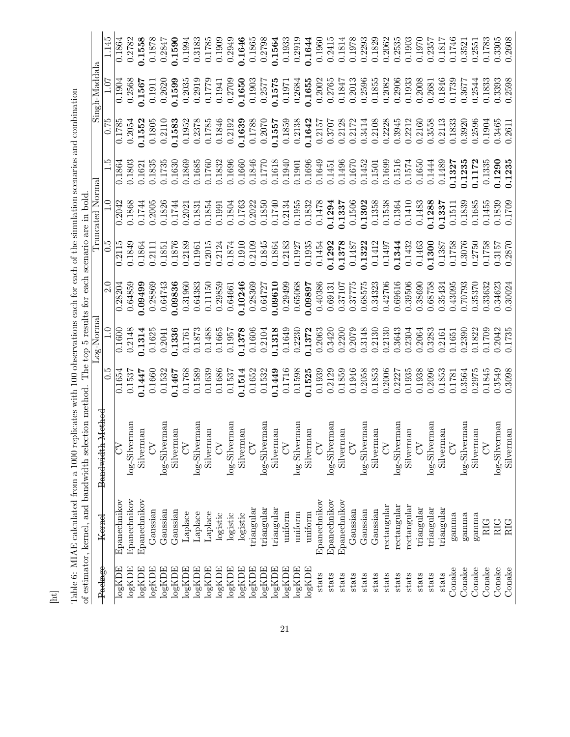[ht]

Table 6: MIAE calculated from a 1000 replicates with 100 observations each for each of the simulation scenarios and combination of estimator, kernel, and bandwidth selection method. The top 5 results for each scenario are in bold.

| Package | Kernel | Bandwidth Method | Log-Normal | | | Truncated Normal | | | Singh-Maddala | | |
|---|---|---|---|---|---|---|---|---|---|---|---|
| | | | 0.5 | 1.0 | 2.0 | 0.5 | 1.0 | 1.5 | 0.75 | 1.07 | 1.145 |
| logKDE | Epanechnikov | CV | 0.1654 | 0.1600 | 0.28204 | 0.2115 | 0.2042 | 0.1864 | 0.1785 | 0.1904 | 0.1864 |
| logKDE | Epanechnikov | log-Silverman | 0.1537 | 0.2148 | 0.64859 | 0.1849 | 0.1868 | 0.1803 | 0.2054 | 0.2568 | 0.2782 |
| logKDE | Epanechnikov | Silverman | **0.1447** | **0.1314** | **0.09499** | 0.1864 | 0.1744 | 0.1621 | **0.1552** | **0.1567** | **0.1558** |
| logKDE | Gaussian | CV | 0.1660 | 0.1625 | 0.28869 | 0.2111 | 0.2005 | 0.1835 | 0.1805 | 0.1911 | 0.1878 |
| logKDE | Gaussian | log-Silverman | 0.1532 | 0.2041 | 0.64743 | 0.1851 | 0.1826 | 0.1735 | 0.2110 | 0.2620 | 0.2847 |
| logKDE | Gaussian | Silverman | **0.1467** | **0.1336** | **0.09836** | 0.1876 | 0.1744 | 0.1630 | **0.1583** | **0.1599** | **0.1590** |
| logKDE | Laplace | CV | 0.1768 | 0.1761 | 0.31960 | 0.2189 | 0.2021 | 0.1869 | 0.1952 | 0.2035 | 0.1994 |
| logKDE | Laplace | log-Silverman | 0.1589 | 0.1873 | 0.64383 | 0.1961 | 0.1831 | 0.1685 | 0.2378 | 0.2919 | 0.3183 |
| logKDE | Laplace | Silverman | 0.1639 | 0.1488 | 0.11150 | 0.2015 | 0.1854 | 0.1760 | 0.1785 | 0.1779 | 0.1785 |
| logKDE | logistic | CV | 0.1686 | 0.1665 | 0.29859 | 0.2124 | 0.1991 | 0.1832 | 0.1846 | 0.1941 | 0.1909 |
| logKDE | logistic | log-Silverman | 0.1537 | 0.1957 | 0.64661 | 0.1874 | 0.1804 | 0.1696 | 0.2192 | 0.2709 | 0.2949 |
| logKDE | logistic | Silverman | **0.1514** | **0.1378** | **0.10246** | 0.1910 | 0.1763 | 0.1660 | **0.1639** | **0.1650** | **0.1646** |
| logKDE | triangular | CV | 0.1652 | 0.1606 | 0.28369 | 0.2109 | 0.2022 | 0.1846 | 0.1788 | 0.1903 | 0.1865 |
| logKDE | triangular | log-Silverman | 0.1532 | 0.2104 | 0.64727 | 0.1845 | 0.1850 | 0.1770 | 0.2070 | 0.2577 | 0.2798 |
| logKDE | triangular | Silverman | **0.1449** | **0.1318** | **0.09610** | 0.1864 | 0.1740 | 0.1618 | **0.1557** | **0.1575** | **0.1564** |
| logKDE | uniform | CV | 0.1716 | 0.1649 | 0.29499 | 0.2183 | 0.2134 | 0.1940 | 0.1859 | 0.1971 | 0.1933 |
| logKDE | uniform | log-Silverman | 0.1598 | 0.2230 | 0.65068 | 0.1927 | 0.1955 | 0.1901 | 0.2138 | 0.2684 | 0.2919 |
| logKDE | uniform | Silverman | **0.1525** | **0.1372** | **0.09897** | 0.1935 | 0.1832 | 0.1696 | **0.1642** | **0.1655** | **0.1644** |
| stats | Epanechnikov | CV | 0.1939 | 0.2063 | 0.40386 | 0.1454 | 0.1478 | 0.1649 | 0.2157 | 0.2002 | 0.1960 |
| stats | Epanechnikov | log-Silverman | 0.2129 | 0.3420 | 0.69131 | **0.1292** | **0.1294** | 0.1451 | 0.3707 | 0.2765 | 0.2415 |
| stats | Epanechnikov | Silverman | 0.1859 | 0.2200 | 0.37107 | **0.1378** | **0.1337** | 0.1496 | 0.2128 | 0.1847 | 0.1814 |
| stats | Gaussian | CV | 0.1946 | 0.2079 | 0.37775 | 0.1487 | 0.1506 | 0.1670 | 0.2172 | 0.2013 | 0.1978 |
| stats | Gaussian | log-Silverman | 0.2058 | 0.3148 | 0.68575 | **0.1322** | **0.1302** | 0.1452 | 0.3414 | 0.2596 | 0.2293 |
| stats | Gaussian | Silverman | 0.1853 | 0.2130 | 0.34323 | 0.1412 | 0.1358 | 0.1501 | 0.2108 | 0.1855 | 0.1829 |
| stats | rectangular | CV | 0.2006 | 0.2130 | 0.42706 | 0.1497 | 0.1538 | 0.1699 | 0.2228 | 0.2082 | 0.2062 |
| stats | rectangular | log-Silverman | 0.2227 | 0.3643 | 0.69616 | **0.1344** | 0.1364 | 0.1516 | 0.3945 | 0.2906 | 0.2535 |
| stats | rectangular | Silverman | 0.1935 | 0.2304 | 0.39506 | 0.1432 | 0.1410 | 0.1574 | 0.2212 | 0.1933 | 0.1903 |
| stats | triangular | CV | 0.1938 | 0.2064 | 0.38690 | 0.1463 | 0.1483 | 0.1650 | 0.2160 | 0.2008 | 0.1970 |
| stats | triangular | log-Silverman | 0.2096 | 0.3283 | 0.68758 | **0.1300** | **0.1288** | 0.1444 | 0.3558 | 0.2681 | 0.2357 |
| stats | triangular | Silverman | 0.1853 | 0.2161 | 0.35434 | 0.1387 | **0.1337** | 0.1489 | 0.2113 | 0.1846 | 0.1817 |
| Conake | gamma | CV | 0.1781 | 0.1651 | 0.43095 | 0.1758 | 0.1511 | **0.1327** | 0.1833 | 0.1739 | 0.1746 |
| Conake | gamma | log-Silverman | 0.3564 | 0.2390 | 0.70793 | 0.3076 | 0.1839 | **0.1235** | 0.3920 | 0.3677 | 0.3521 |
| Conake | gamma | Silverman | 0.2975 | 0.1822 | 0.35370 | 0.2750 | 0.1685 | **0.1172** | 0.2596 | 0.2544 | 0.2551 |
| Conake | RIG | CV | 0.1845 | 0.1709 | 0.33632 | 0.1758 | 0.1455 | 0.1335 | 0.1904 | 0.1833 | 0.1783 |
| Conake | RIG | log-Silverman | 0.3549 | 0.2042 | 0.34623 | 0.3157 | 0.1839 | **0.1290** | 0.3465 | 0.3393 | 0.3305 |
| Conake | RIG | Silverman | 0.3098 | 0.1735 | 0.30024 | 0.2870 | 0.1709 | **0.1235** | 0.2611 | 0.2598 | 0.2608 |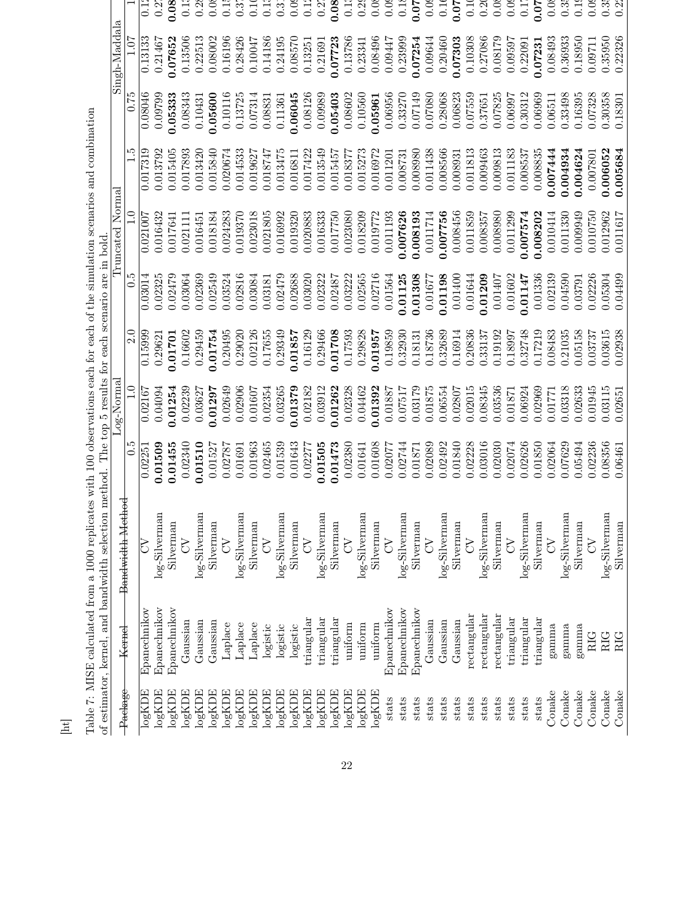[ht]

Table 7: MISE calculated from a 1000 replicates with 100 observations each for each of the simulation scenarios and combination of estimator, kernel, and bandwidth selection method. The top 5 results for each scenario are in bold.

| Package | Kernel | Bandwidth Method | Log-Normal | | | Truncated Normal | | | Singh-Maddala | |
|---|---|---|---|---|---|---|---|---|---|---|
| | | | 0.5 | 1.0 | 2.0 | 0.5 | 1.0 | 1.5 | 0.75 | 1.07 |
| logKDE | Epanechnikov | CV | 0.02251 | 0.02167 | 0.15999 | 0.03014 | 0.021007 | 0.017319 | 0.08046 | 0.13133 |
| logKDE | Epanechnikov | log-Silverman | **0.01509** | 0.04094 | 0.29621 | 0.02325 | 0.016432 | 0.013792 | 0.09799 | 0.21467 |
| logKDE | Epanechnikov | Silverman | **0.01455** | **0.01254** | **0.01701** | 0.02479 | 0.017641 | 0.015405 | **0.05333** | **0.07652** |
| logKDE | Gaussian | CV | 0.02340 | 0.02239 | 0.16602 | 0.03064 | 0.021111 | 0.017893 | 0.08343 | 0.13506 |
| logKDE | Gaussian | log-Silverman | **0.01510** | 0.03627 | 0.29459 | 0.02369 | 0.016451 | 0.013420 | 0.10431 | 0.22513 |
| logKDE | Gaussian | Silverman | 0.01527 | **0.01297** | **0.01754** | 0.02549 | 0.018184 | 0.015840 | **0.05600** | 0.08002 |
| logKDE | Laplace | CV | 0.02787 | 0.02649 | 0.20495 | 0.03524 | 0.024283 | 0.020674 | 0.10116 | 0.16196 |
| logKDE | Laplace | log-Silverman | 0.01691 | 0.02906 | 0.29020 | 0.02816 | 0.019370 | 0.014533 | 0.13725 | 0.28426 |
| logKDE | Laplace | Silverman | 0.01963 | 0.01607 | 0.02126 | 0.03084 | 0.023018 | 0.019627 | 0.07314 | 0.10047 |
| logKDE | logistic | CV | 0.02465 | 0.02354 | 0.17655 | 0.03181 | 0.021805 | 0.018747 | 0.08831 | 0.14186 |
| logKDE | logistic | log-Silverman | 0.01539 | 0.03265 | 0.29349 | 0.02479 | 0.016992 | 0.013475 | 0.11361 | 0.24195 |
| logKDE | logistic | Silverman | 0.01643 | **0.01379** | **0.01857** | 0.02688 | 0.019320 | 0.016811 | **0.06045** | 0.08570 |
| logKDE | triangular | CV | 0.02277 | 0.02182 | 0.16129 | 0.03020 | 0.020883 | 0.017422 | 0.08126 | 0.13251 |
| logKDE | triangular | log-Silverman | **0.01505** | 0.03912 | 0.29466 | 0.02322 | 0.016333 | 0.013549 | 0.09989 | 0.21691 |
| logKDE | triangular | Silverman | **0.01473** | **0.01262** | **0.01708** | 0.02487 | 0.017750 | 0.015457 | **0.05403** | **0.07723** |
| logKDE | uniform | CV | 0.02380 | 0.02328 | 0.17593 | 0.03222 | 0.023080 | 0.018377 | 0.08602 | 0.13786 |
| logKDE | uniform | log-Silverman | 0.01641 | 0.04462 | 0.29828 | 0.02565 | 0.018209 | 0.015273 | 0.10560 | 0.23341 |
| logKDE | uniform | Silverman | 0.01608 | **0.01392** | **0.01957** | 0.02716 | 0.019772 | 0.016972 | **0.05961** | 0.08496 |
| stats | Epanechnikov | CV | 0.02077 | 0.01887 | 0.19859 | 0.01564 | 0.011193 | 0.011201 | 0.06956 | 0.09447 |
| stats | Epanechnikov | log-Silverman | 0.02744 | 0.07517 | 0.32930 | **0.01125** | **0.007626** | 0.008731 | 0.33270 | 0.23999 |
| stats | Epanechnikov | Silverman | 0.01871 | 0.03179 | 0.18131 | **0.01308** | **0.008193** | 0.008980 | 0.07149 | **0.07254** |
| stats | Gaussian | CV | 0.02089 | 0.01875 | 0.18736 | 0.01677 | 0.011714 | 0.011438 | 0.07080 | 0.09644 |
| stats | Gaussian | log-Silverman | 0.02492 | 0.06554 | 0.32689 | **0.01198** | **0.007756** | 0.008566 | 0.28068 | 0.20460 |
| stats | Gaussian | Silverman | 0.01840 | 0.02807 | 0.16914 | 0.01400 | 0.008456 | 0.008931 | 0.06823 | **0.07303** |
| stats | rectangular | CV | 0.02228 | 0.02015 | 0.20836 | 0.01644 | 0.011859 | 0.011813 | 0.07559 | 0.10308 |
| stats | rectangular | log-Silverman | 0.03016 | 0.08345 | 0.33137 | **0.01209** | 0.008357 | 0.009463 | 0.37651 | 0.27086 |
| stats | rectangular | Silverman | 0.02030 | 0.03536 | 0.19192 | 0.01407 | 0.008980 | 0.009813 | 0.07825 | 0.08179 |
| stats | triangular | CV | 0.02074 | 0.01871 | 0.18997 | 0.01602 | 0.011299 | 0.011183 | 0.06997 | 0.09597 |
| stats | triangular | log-Silverman | 0.02626 | 0.06924 | 0.32748 | **0.01147** | **0.007574** | 0.008537 | 0.30312 | 0.22091 |
| stats | triangular | Silverman | 0.01850 | 0.02969 | 0.17219 | 0.01336 | **0.008202** | 0.008835 | 0.06969 | **0.07231** |
| Conake | gamma | CV | 0.02064 | 0.01771 | 0.08483 | 0.02139 | 0.010414 | **0.007444** | 0.06511 | 0.08493 |
| Conake | gamma | log-Silverman | 0.07629 | 0.03318 | 0.21035 | 0.04590 | 0.011330 | **0.004934** | 0.33498 | 0.36933 |
| Conake | gamma | Silverman | 0.05494 | 0.02633 | 0.05158 | 0.03791 | 0.009949 | **0.004624** | 0.16395 | 0.18950 |
| Conake | RIG | CV | 0.02236 | 0.01945 | 0.03737 | 0.02226 | 0.010750 | 0.007801 | 0.07328 | 0.09711 |
| Conake | RIG | log-Silverman | 0.08356 | 0.03115 | 0.03615 | 0.05304 | 0.012962 | **0.006052** | 0.30358 | 0.35950 |
| Conake | RIG | Silverman | 0.06461 | 0.02651 | 0.02938 | 0.04499 | 0.011617 | **0.005684** | 0.18301 | 0.22326 |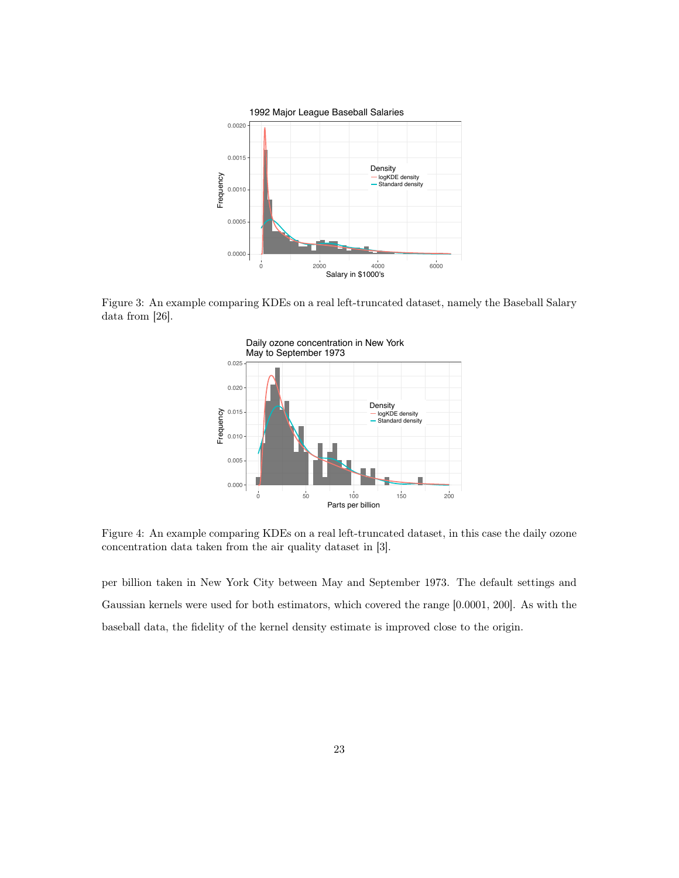Figure 3: An example comparing KDEs on a real left-truncated dataset, namely the Baseball Salary data from [26].

Figure 4: An example comparing KDEs on a real left-truncated dataset, in this case the daily ozone concentration data taken from the air quality dataset in [3].

per billion taken in New York City between May and September 1973. The default settings and Gaussian kernels were used for both estimators, which covered the range [0.0001, 200]. As with the baseball data, the fidelity of the kernel density estimate is improved close to the origin.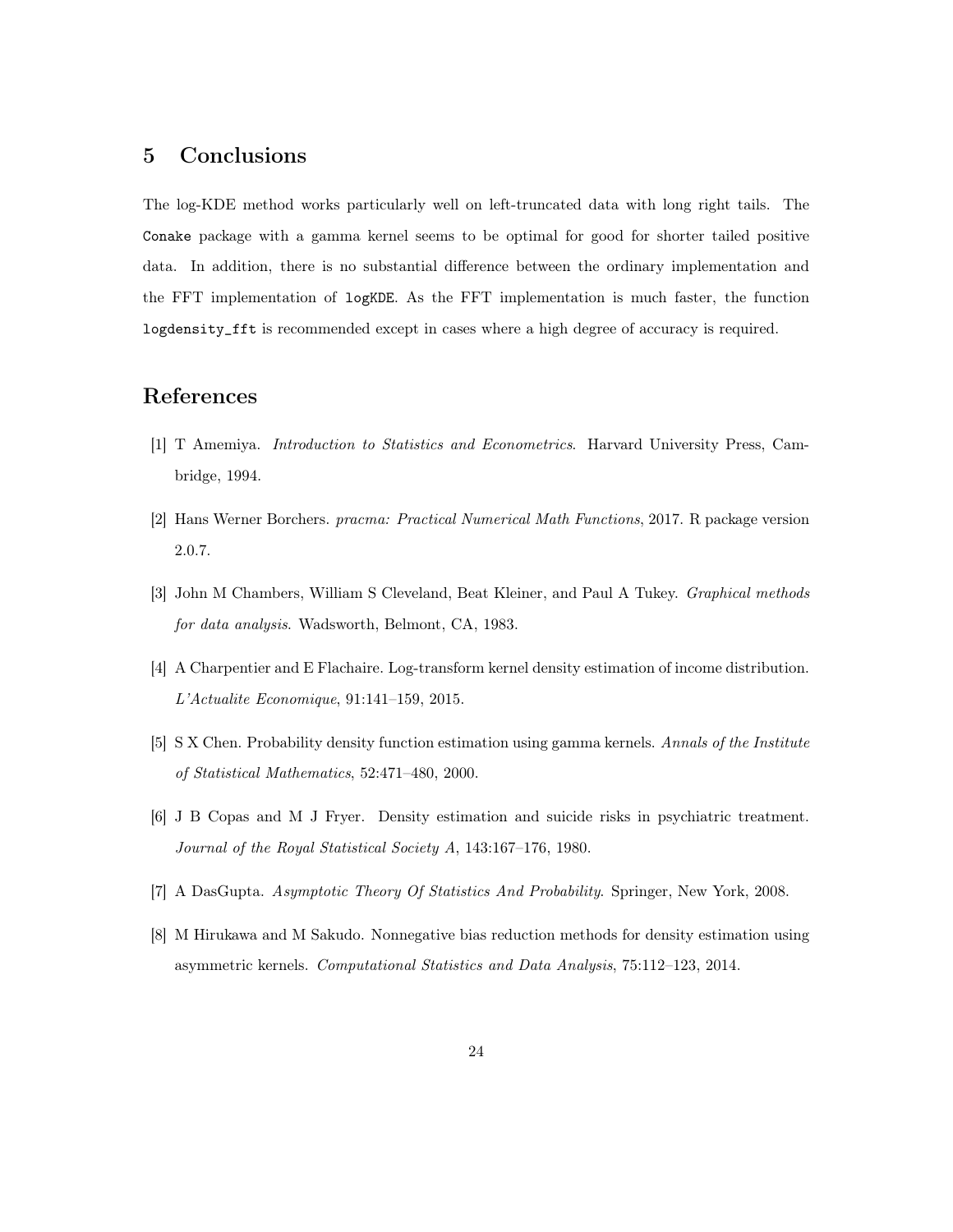## 5 Conclusions

The log-KDE method works particularly well on left-truncated data with long right tails. The `Conake` package with a gamma kernel seems to be optimal for good for shorter tailed positive data. In addition, there is no substantial difference between the ordinary implementation and the FFT implementation of `logKDE`. As the FFT implementation is much faster, the function `logdensity_fft` is recommended except in cases where a high degree of accuracy is required.

## References

[1] T Amemiya. *Introduction to Statistics and Econometrics*. Harvard University Press, Cambridge, 1994.

[2] Hans Werner Borchers. *pracma: Practical Numerical Math Functions*, 2017. R package version 2.0.7.

[3] John M Chambers, William S Cleveland, Beat Kleiner, and Paul A Tukey. *Graphical methods for data analysis*. Wadsworth, Belmont, CA, 1983.

[4] A Charpentier and E Flachaire. Log-transform kernel density estimation of income distribution. *L'Actualite Economique*, 91:141–159, 2015.

[5] S X Chen. Probability density function estimation using gamma kernels. *Annals of the Institute of Statistical Mathematics*, 52:471–480, 2000.

[6] J B Copas and M J Fryer. Density estimation and suicide risks in psychiatric treatment. *Journal of the Royal Statistical Society A*, 143:167–176, 1980.

[7] A DasGupta. *Asymptotic Theory Of Statistics And Probability*. Springer, New York, 2008.

[8] M Hirukawa and M Sakudo. Nonnegative bias reduction methods for density estimation using asymmetric kernels. *Computational Statistics and Data Analysis*, 75:112–123, 2014.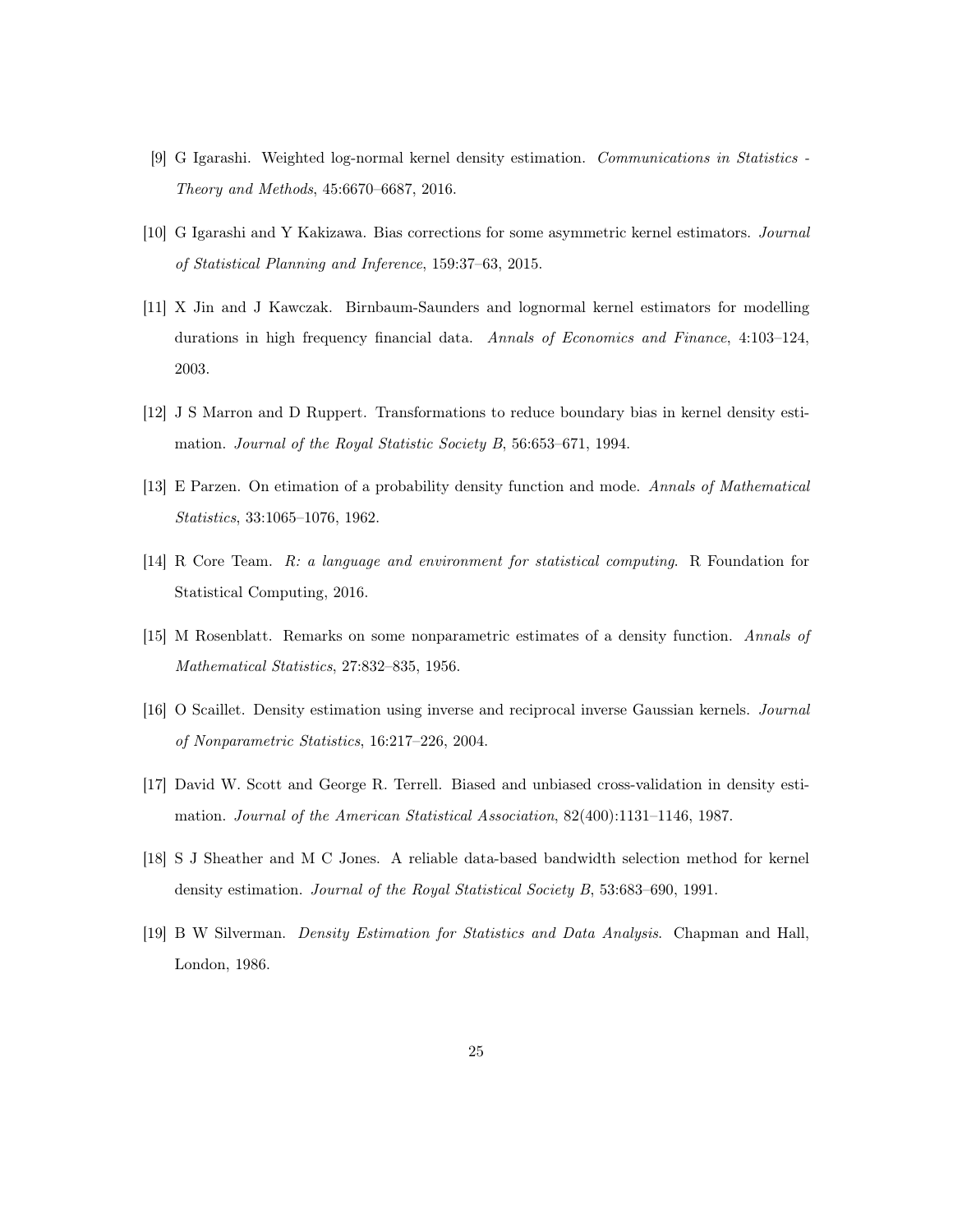[9] G Igarashi. Weighted log-normal kernel density estimation. *Communications in Statistics - Theory and Methods*, 45:6670–6687, 2016.

[10] G Igarashi and Y Kakizawa. Bias corrections for some asymmetric kernel estimators. *Journal of Statistical Planning and Inference*, 159:37–63, 2015.

[11] X Jin and J Kawczak. Birnbaum-Saunders and lognormal kernel estimators for modelling durations in high frequency financial data. *Annals of Economics and Finance*, 4:103–124, 2003.

[12] J S Marron and D Ruppert. Transformations to reduce boundary bias in kernel density estimation. *Journal of the Royal Statistic Society B*, 56:653–671, 1994.

[13] E Parzen. On etimation of a probability density function and mode. *Annals of Mathematical Statistics*, 33:1065–1076, 1962.

[14] R Core Team. *R: a language and environment for statistical computing*. R Foundation for Statistical Computing, 2016.

[15] M Rosenblatt. Remarks on some nonparametric estimates of a density function. *Annals of Mathematical Statistics*, 27:832–835, 1956.

[16] O Scaillet. Density estimation using inverse and reciprocal inverse Gaussian kernels. *Journal of Nonparametric Statistics*, 16:217–226, 2004.

[17] David W. Scott and George R. Terrell. Biased and unbiased cross-validation in density estimation. *Journal of the American Statistical Association*, 82(400):1131–1146, 1987.

[18] S J Sheather and M C Jones. A reliable data-based bandwidth selection method for kernel density estimation. *Journal of the Royal Statistical Society B*, 53:683–690, 1991.

[19] B W Silverman. *Density Estimation for Statistics and Data Analysis*. Chapman and Hall, London, 1986.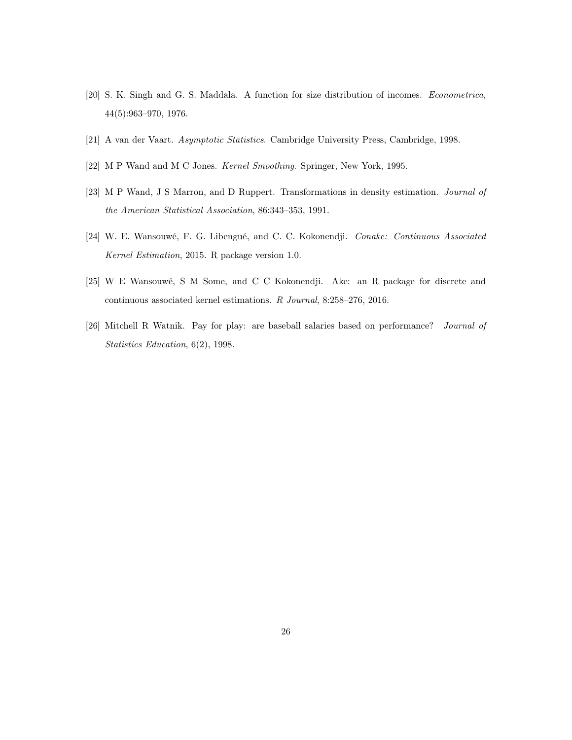[20] S. K. Singh and G. S. Maddala. A function for size distribution of incomes. *Econometrica*, 44(5):963–970, 1976.

[21] A van der Vaart. *Asymptotic Statistics*. Cambridge University Press, Cambridge, 1998.

[22] M P Wand and M C Jones. *Kernel Smoothing*. Springer, New York, 1995.

[23] M P Wand, J S Marron, and D Ruppert. Transformations in density estimation. *Journal of the American Statistical Association*, 86:343–353, 1991.

[24] W. E. Wansouwé, F. G. Libengué, and C. C. Kokonendji. *Conake: Continuous Associated Kernel Estimation*, 2015. R package version 1.0.

[25] W E Wansouwé, S M Some, and C C Kokonendji. Ake: an R package for discrete and continuous associated kernel estimations. *R Journal*, 8:258–276, 2016.

[26] Mitchell R Watnik. Pay for play: are baseball salaries based on performance? *Journal of Statistics Education*, 6(2), 1998.